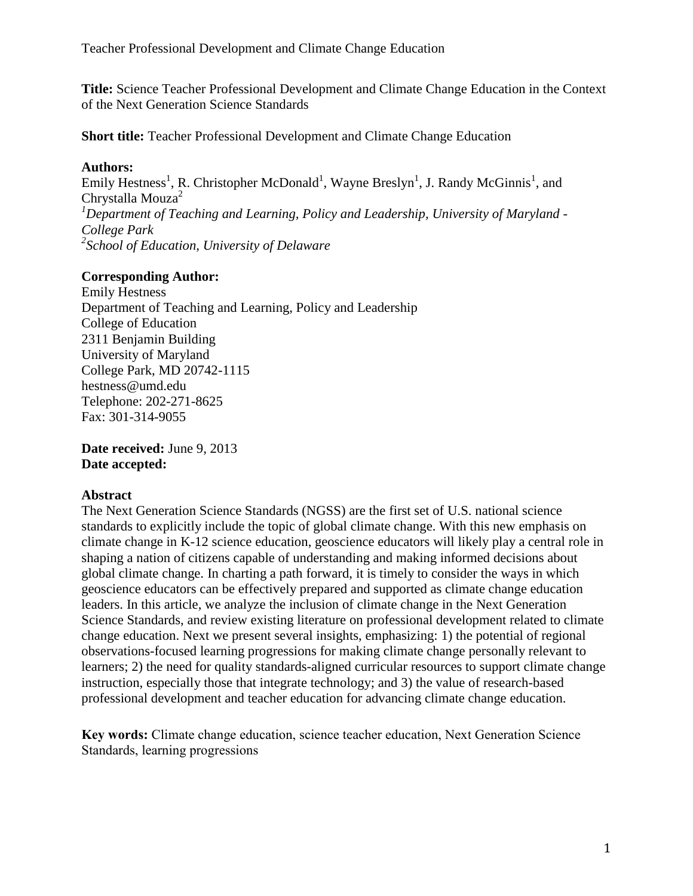**Title:** Science Teacher Professional Development and Climate Change Education in the Context of the Next Generation Science Standards

**Short title:** Teacher Professional Development and Climate Change Education

**Authors:**
Emily Hestness[1], R. Christopher McDonald[1], Wayne Breslyn[1], J. Randy McGinnis[1], and Chrystalla Mouza[2]
[1]*Department of Teaching and Learning, Policy and Leadership, University of Maryland - College Park*
[2]*School of Education, University of Delaware*

**Corresponding Author:**
Emily Hestness
Department of Teaching and Learning, Policy and Leadership
College of Education
2311 Benjamin Building
University of Maryland
College Park, MD 20742-1115
hestness@umd.edu
Telephone: 202-271-8625
Fax: 301-314-9055

**Date received:** June 9, 2013
**Date accepted:**

**Abstract**
The Next Generation Science Standards (NGSS) are the first set of U.S. national science standards to explicitly include the topic of global climate change. With this new emphasis on climate change in K-12 science education, geoscience educators will likely play a central role in shaping a nation of citizens capable of understanding and making informed decisions about global climate change. In charting a path forward, it is timely to consider the ways in which geoscience educators can be effectively prepared and supported as climate change education leaders. In this article, we analyze the inclusion of climate change in the Next Generation Science Standards, and review existing literature on professional development related to climate change education. Next we present several insights, emphasizing: 1) the potential of regional observations-focused learning progressions for making climate change personally relevant to learners; 2) the need for quality standards-aligned curricular resources to support climate change instruction, especially those that integrate technology; and 3) the value of research-based professional development and teacher education for advancing climate change education.

**Key words:** Climate change education, science teacher education, Next Generation Science Standards, learning progressions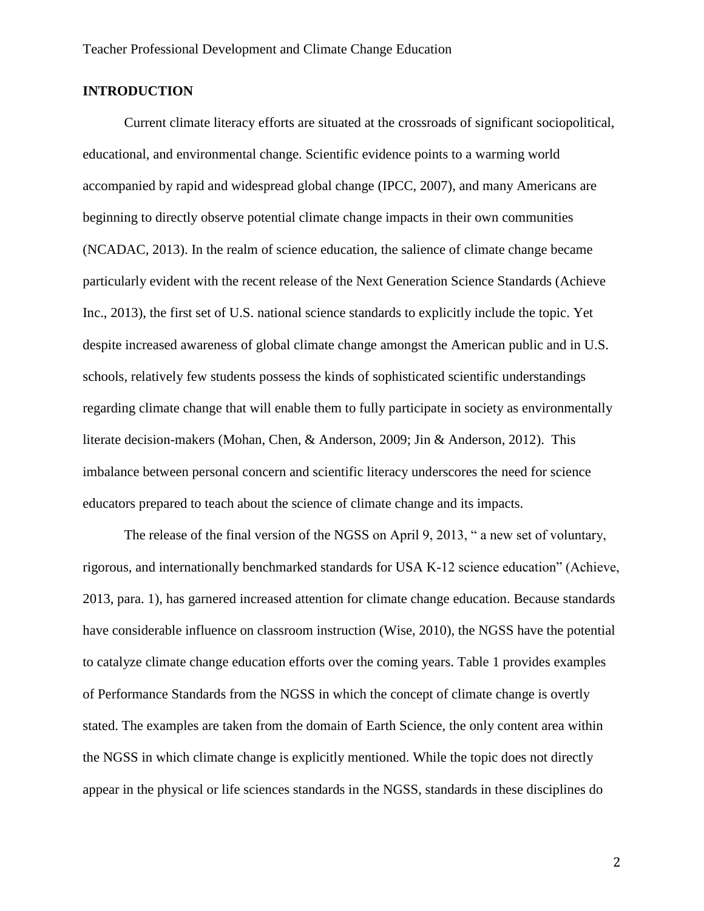## INTRODUCTION

Current climate literacy efforts are situated at the crossroads of significant sociopolitical, educational, and environmental change. Scientific evidence points to a warming world accompanied by rapid and widespread global change (IPCC, 2007), and many Americans are beginning to directly observe potential climate change impacts in their own communities (NCADAC, 2013). In the realm of science education, the salience of climate change became particularly evident with the recent release of the Next Generation Science Standards (Achieve Inc., 2013), the first set of U.S. national science standards to explicitly include the topic. Yet despite increased awareness of global climate change amongst the American public and in U.S. schools, relatively few students possess the kinds of sophisticated scientific understandings regarding climate change that will enable them to fully participate in society as environmentally literate decision-makers (Mohan, Chen, & Anderson, 2009; Jin & Anderson, 2012). This imbalance between personal concern and scientific literacy underscores the need for science educators prepared to teach about the science of climate change and its impacts.

The release of the final version of the NGSS on April 9, 2013, " a new set of voluntary, rigorous, and internationally benchmarked standards for USA K-12 science education" (Achieve, 2013, para. 1), has garnered increased attention for climate change education. Because standards have considerable influence on classroom instruction (Wise, 2010), the NGSS have the potential to catalyze climate change education efforts over the coming years. Table 1 provides examples of Performance Standards from the NGSS in which the concept of climate change is overtly stated. The examples are taken from the domain of Earth Science, the only content area within the NGSS in which climate change is explicitly mentioned. While the topic does not directly appear in the physical or life sciences standards in the NGSS, standards in these disciplines do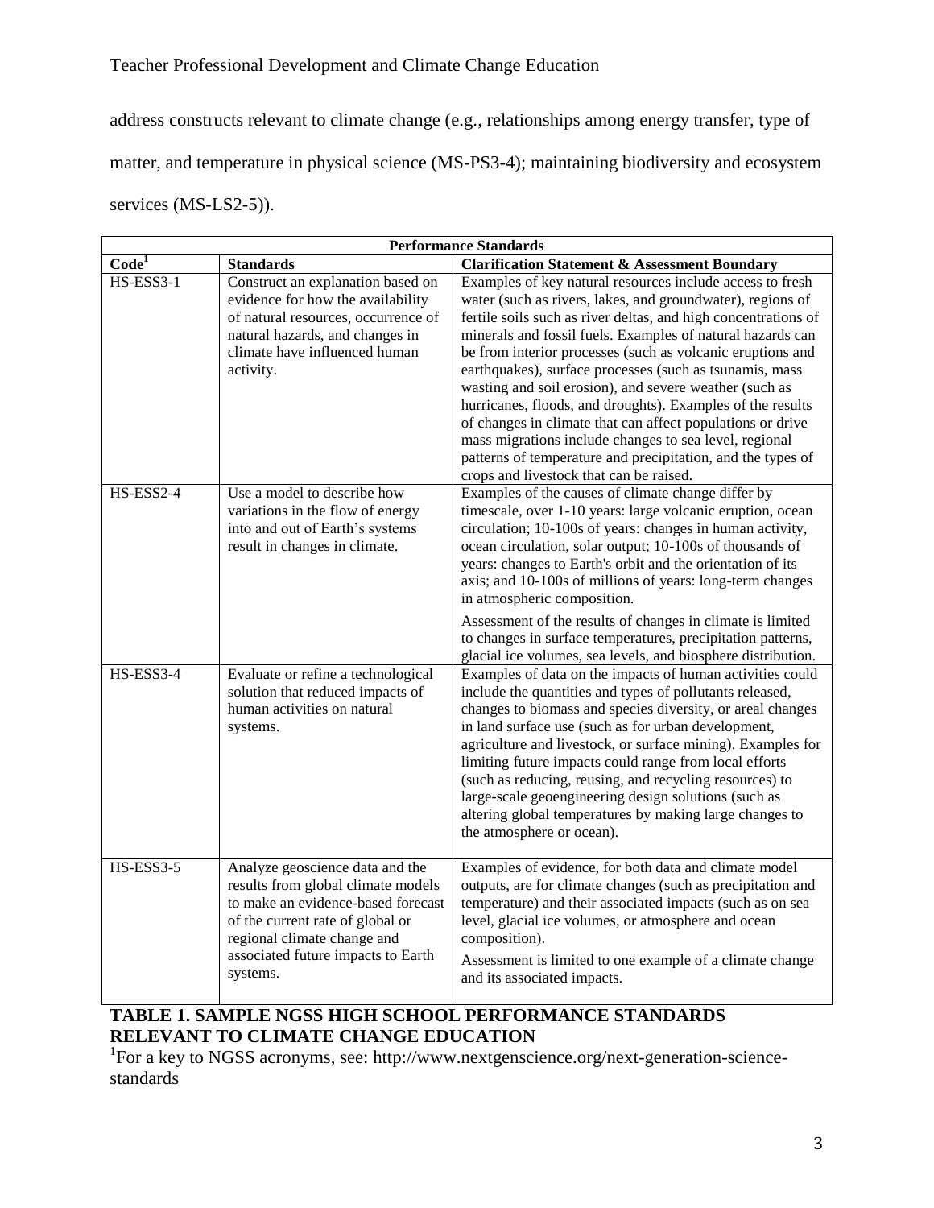address constructs relevant to climate change (e.g., relationships among energy transfer, type of matter, and temperature in physical science (MS-PS3-4); maintaining biodiversity and ecosystem services (MS-LS2-5)).

| Performance Standards | | |
|---|---|---|
| **Code[1]** | **Standards** | **Clarification Statement & Assessment Boundary** |
| HS-ESS3-1 | Construct an explanation based on evidence for how the availability of natural resources, occurrence of natural hazards, and changes in climate have influenced human activity. | Examples of key natural resources include access to fresh water (such as rivers, lakes, and groundwater), regions of fertile soils such as river deltas, and high concentrations of minerals and fossil fuels. Examples of natural hazards can be from interior processes (such as volcanic eruptions and earthquakes), surface processes (such as tsunamis, mass wasting and soil erosion), and severe weather (such as hurricanes, floods, and droughts). Examples of the results of changes in climate that can affect populations or drive mass migrations include changes to sea level, regional patterns of temperature and precipitation, and the types of crops and livestock that can be raised. |
| HS-ESS2-4 | Use a model to describe how variations in the flow of energy into and out of Earth's systems result in changes in climate. | Examples of the causes of climate change differ by timescale, over 1-10 years: large volcanic eruption, ocean circulation; 10-100s of years: changes in human activity, ocean circulation, solar output; 10-100s of thousands of years: changes to Earth's orbit and the orientation of its axis; and 10-100s of millions of years: long-term changes in atmospheric composition.<br><br>Assessment of the results of changes in climate is limited to changes in surface temperatures, precipitation patterns, glacial ice volumes, sea levels, and biosphere distribution. |
| HS-ESS3-4 | Evaluate or refine a technological solution that reduced impacts of human activities on natural systems. | Examples of data on the impacts of human activities could include the quantities and types of pollutants released, changes to biomass and species diversity, or areal changes in land surface use (such as for urban development, agriculture and livestock, or surface mining). Examples for limiting future impacts could range from local efforts (such as reducing, reusing, and recycling resources) to large-scale geoengineering design solutions (such as altering global temperatures by making large changes to the atmosphere or ocean). |
| HS-ESS3-5 | Analyze geoscience data and the results from global climate models to make an evidence-based forecast of the current rate of global or regional climate change and associated future impacts to Earth systems. | Examples of evidence, for both data and climate model outputs, are for climate changes (such as precipitation and temperature) and their associated impacts (such as on sea level, glacial ice volumes, or atmosphere and ocean composition).<br><br>Assessment is limited to one example of a climate change and its associated impacts. |

**TABLE 1. SAMPLE NGSS HIGH SCHOOL PERFORMANCE STANDARDS RELEVANT TO CLIMATE CHANGE EDUCATION**

[1]For a key to NGSS acronyms, see: http://www.nextgenscience.org/next-generation-science-standards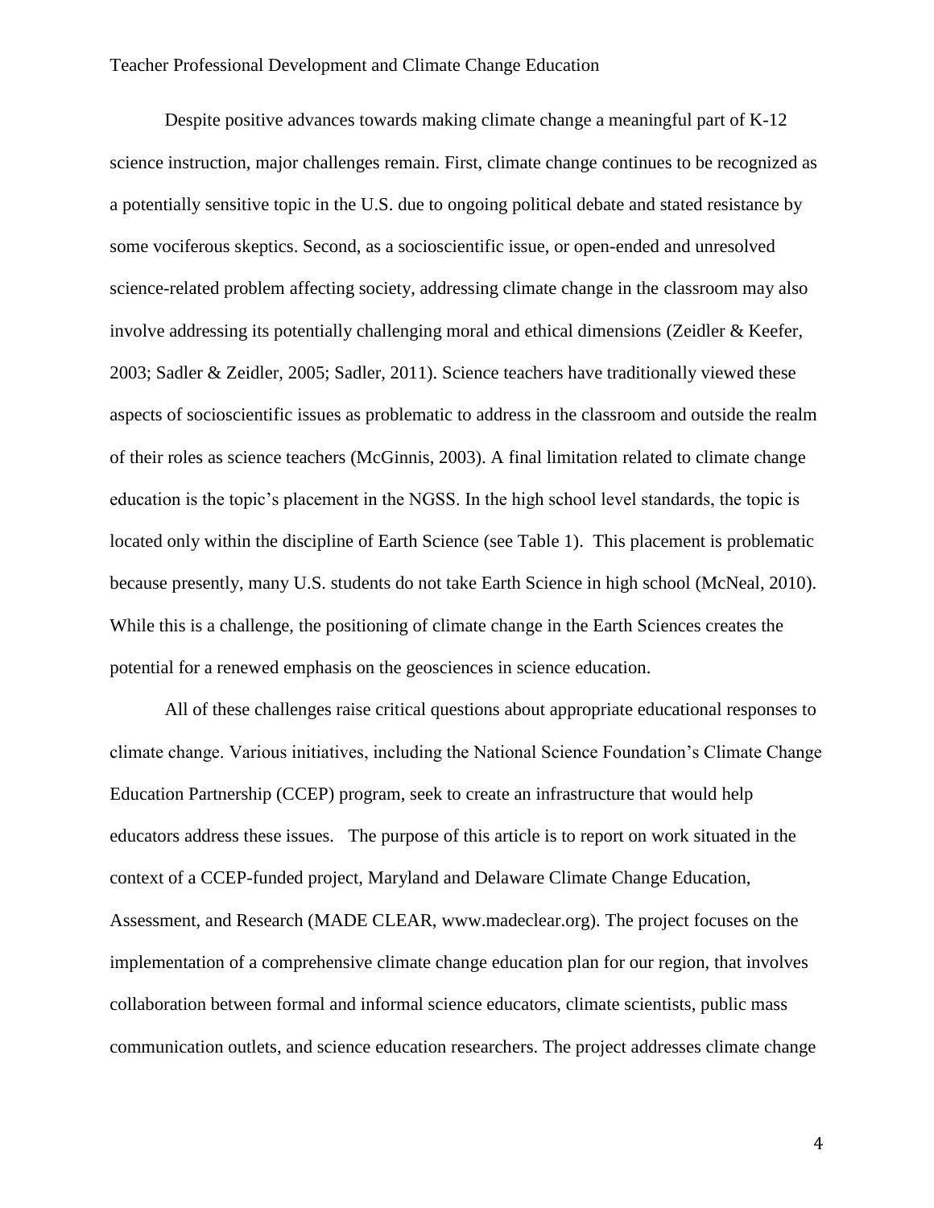Despite positive advances towards making climate change a meaningful part of K-12 science instruction, major challenges remain. First, climate change continues to be recognized as a potentially sensitive topic in the U.S. due to ongoing political debate and stated resistance by some vociferous skeptics. Second, as a socioscientific issue, or open-ended and unresolved science-related problem affecting society, addressing climate change in the classroom may also involve addressing its potentially challenging moral and ethical dimensions (Zeidler & Keefer, 2003; Sadler & Zeidler, 2005; Sadler, 2011). Science teachers have traditionally viewed these aspects of socioscientific issues as problematic to address in the classroom and outside the realm of their roles as science teachers (McGinnis, 2003). A final limitation related to climate change education is the topic's placement in the NGSS. In the high school level standards, the topic is located only within the discipline of Earth Science (see Table 1). This placement is problematic because presently, many U.S. students do not take Earth Science in high school (McNeal, 2010). While this is a challenge, the positioning of climate change in the Earth Sciences creates the potential for a renewed emphasis on the geosciences in science education.

All of these challenges raise critical questions about appropriate educational responses to climate change. Various initiatives, including the National Science Foundation's Climate Change Education Partnership (CCEP) program, seek to create an infrastructure that would help educators address these issues. The purpose of this article is to report on work situated in the context of a CCEP-funded project, Maryland and Delaware Climate Change Education, Assessment, and Research (MADE CLEAR, www.madeclear.org). The project focuses on the implementation of a comprehensive climate change education plan for our region, that involves collaboration between formal and informal science educators, climate scientists, public mass communication outlets, and science education researchers. The project addresses climate change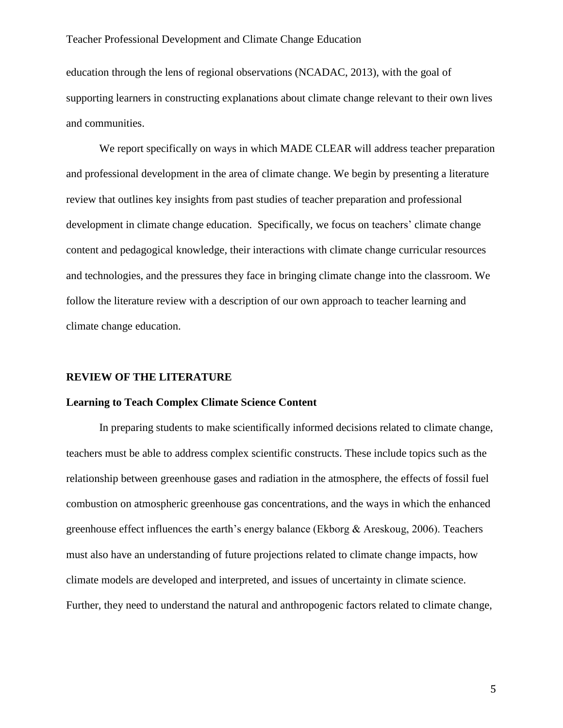education through the lens of regional observations (NCADAC, 2013), with the goal of supporting learners in constructing explanations about climate change relevant to their own lives and communities.

We report specifically on ways in which MADE CLEAR will address teacher preparation and professional development in the area of climate change. We begin by presenting a literature review that outlines key insights from past studies of teacher preparation and professional development in climate change education. Specifically, we focus on teachers' climate change content and pedagogical knowledge, their interactions with climate change curricular resources and technologies, and the pressures they face in bringing climate change into the classroom. We follow the literature review with a description of our own approach to teacher learning and climate change education.

## REVIEW OF THE LITERATURE

### Learning to Teach Complex Climate Science Content

In preparing students to make scientifically informed decisions related to climate change, teachers must be able to address complex scientific constructs. These include topics such as the relationship between greenhouse gases and radiation in the atmosphere, the effects of fossil fuel combustion on atmospheric greenhouse gas concentrations, and the ways in which the enhanced greenhouse effect influences the earth's energy balance (Ekborg & Areskoug, 2006). Teachers must also have an understanding of future projections related to climate change impacts, how climate models are developed and interpreted, and issues of uncertainty in climate science. Further, they need to understand the natural and anthropogenic factors related to climate change,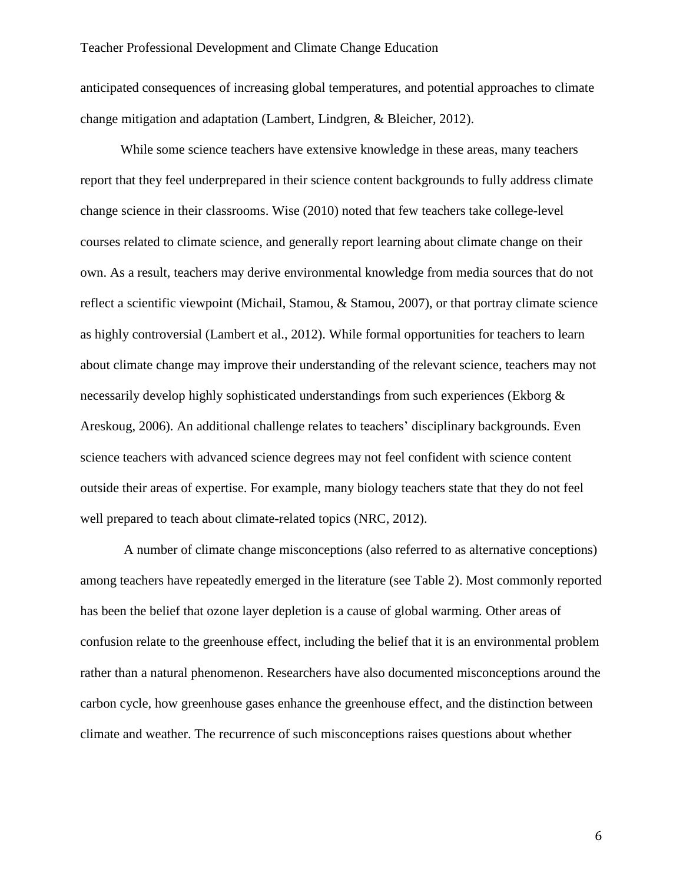anticipated consequences of increasing global temperatures, and potential approaches to climate change mitigation and adaptation (Lambert, Lindgren, & Bleicher, 2012).

While some science teachers have extensive knowledge in these areas, many teachers report that they feel underprepared in their science content backgrounds to fully address climate change science in their classrooms. Wise (2010) noted that few teachers take college-level courses related to climate science, and generally report learning about climate change on their own. As a result, teachers may derive environmental knowledge from media sources that do not reflect a scientific viewpoint (Michail, Stamou, & Stamou, 2007), or that portray climate science as highly controversial (Lambert et al., 2012). While formal opportunities for teachers to learn about climate change may improve their understanding of the relevant science, teachers may not necessarily develop highly sophisticated understandings from such experiences (Ekborg & Areskoug, 2006). An additional challenge relates to teachers' disciplinary backgrounds. Even science teachers with advanced science degrees may not feel confident with science content outside their areas of expertise. For example, many biology teachers state that they do not feel well prepared to teach about climate-related topics (NRC, 2012).

A number of climate change misconceptions (also referred to as alternative conceptions) among teachers have repeatedly emerged in the literature (see Table 2). Most commonly reported has been the belief that ozone layer depletion is a cause of global warming. Other areas of confusion relate to the greenhouse effect, including the belief that it is an environmental problem rather than a natural phenomenon. Researchers have also documented misconceptions around the carbon cycle, how greenhouse gases enhance the greenhouse effect, and the distinction between climate and weather. The recurrence of such misconceptions raises questions about whether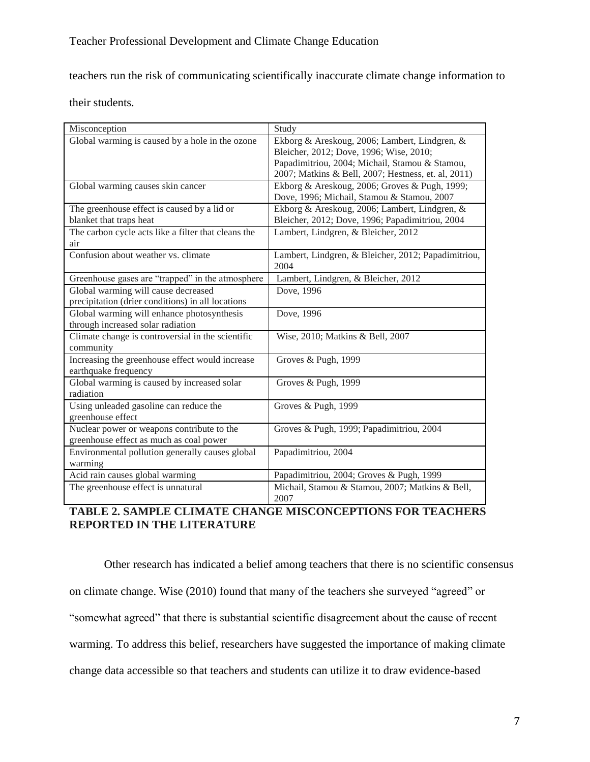teachers run the risk of communicating scientifically inaccurate climate change information to their students.

| Misconception | Study |
| --- | --- |
| Global warming is caused by a hole in the ozone | Ekborg & Areskoug, 2006; Lambert, Lindgren, & Bleicher, 2012; Dove, 1996; Wise, 2010; Papadimitriou, 2004; Michail, Stamou & Stamou, 2007; Matkins & Bell, 2007; Hestness, et. al, 2011) |
| Global warming causes skin cancer | Ekborg & Areskoug, 2006; Groves & Pugh, 1999; Dove, 1996; Michail, Stamou & Stamou, 2007 |
| The greenhouse effect is caused by a lid or blanket that traps heat | Ekborg & Areskoug, 2006; Lambert, Lindgren, & Bleicher, 2012; Dove, 1996; Papadimitriou, 2004 |
| The carbon cycle acts like a filter that cleans the air | Lambert, Lindgren, & Bleicher, 2012 |
| Confusion about weather vs. climate | Lambert, Lindgren, & Bleicher, 2012; Papadimitriou, 2004 |
| Greenhouse gases are "trapped" in the atmosphere | Lambert, Lindgren, & Bleicher, 2012 |
| Global warming will cause decreased precipitation (drier conditions) in all locations | Dove, 1996 |
| Global warming will enhance photosynthesis through increased solar radiation | Dove, 1996 |
| Climate change is controversial in the scientific community | Wise, 2010; Matkins & Bell, 2007 |
| Increasing the greenhouse effect would increase earthquake frequency | Groves & Pugh, 1999 |
| Global warming is caused by increased solar radiation | Groves & Pugh, 1999 |
| Using unleaded gasoline can reduce the greenhouse effect | Groves & Pugh, 1999 |
| Nuclear power or weapons contribute to the greenhouse effect as much as coal power | Groves & Pugh, 1999; Papadimitriou, 2004 |
| Environmental pollution generally causes global warming | Papadimitriou, 2004 |
| Acid rain causes global warming | Papadimitriou, 2004; Groves & Pugh, 1999 |
| The greenhouse effect is unnatural | Michail, Stamou & Stamou, 2007; Matkins & Bell, 2007 |

**TABLE 2. SAMPLE CLIMATE CHANGE MISCONCEPTIONS FOR TEACHERS REPORTED IN THE LITERATURE**

Other research has indicated a belief among teachers that there is no scientific consensus on climate change. Wise (2010) found that many of the teachers she surveyed "agreed" or "somewhat agreed" that there is substantial scientific disagreement about the cause of recent warming. To address this belief, researchers have suggested the importance of making climate change data accessible so that teachers and students can utilize it to draw evidence-based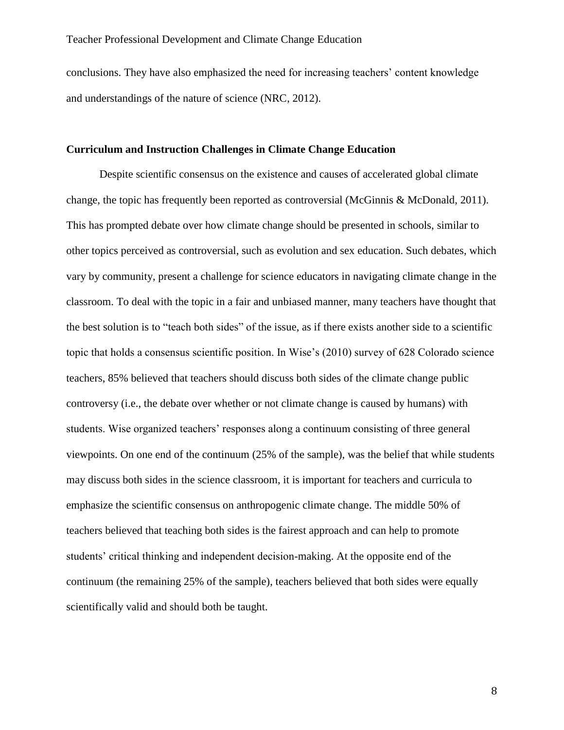conclusions. They have also emphasized the need for increasing teachers' content knowledge and understandings of the nature of science (NRC, 2012).

### Curriculum and Instruction Challenges in Climate Change Education

Despite scientific consensus on the existence and causes of accelerated global climate change, the topic has frequently been reported as controversial (McGinnis & McDonald, 2011). This has prompted debate over how climate change should be presented in schools, similar to other topics perceived as controversial, such as evolution and sex education. Such debates, which vary by community, present a challenge for science educators in navigating climate change in the classroom. To deal with the topic in a fair and unbiased manner, many teachers have thought that the best solution is to "teach both sides" of the issue, as if there exists another side to a scientific topic that holds a consensus scientific position. In Wise's (2010) survey of 628 Colorado science teachers, 85% believed that teachers should discuss both sides of the climate change public controversy (i.e., the debate over whether or not climate change is caused by humans) with students. Wise organized teachers' responses along a continuum consisting of three general viewpoints. On one end of the continuum (25% of the sample), was the belief that while students may discuss both sides in the science classroom, it is important for teachers and curricula to emphasize the scientific consensus on anthropogenic climate change. The middle 50% of teachers believed that teaching both sides is the fairest approach and can help to promote students' critical thinking and independent decision-making. At the opposite end of the continuum (the remaining 25% of the sample), teachers believed that both sides were equally scientifically valid and should both be taught.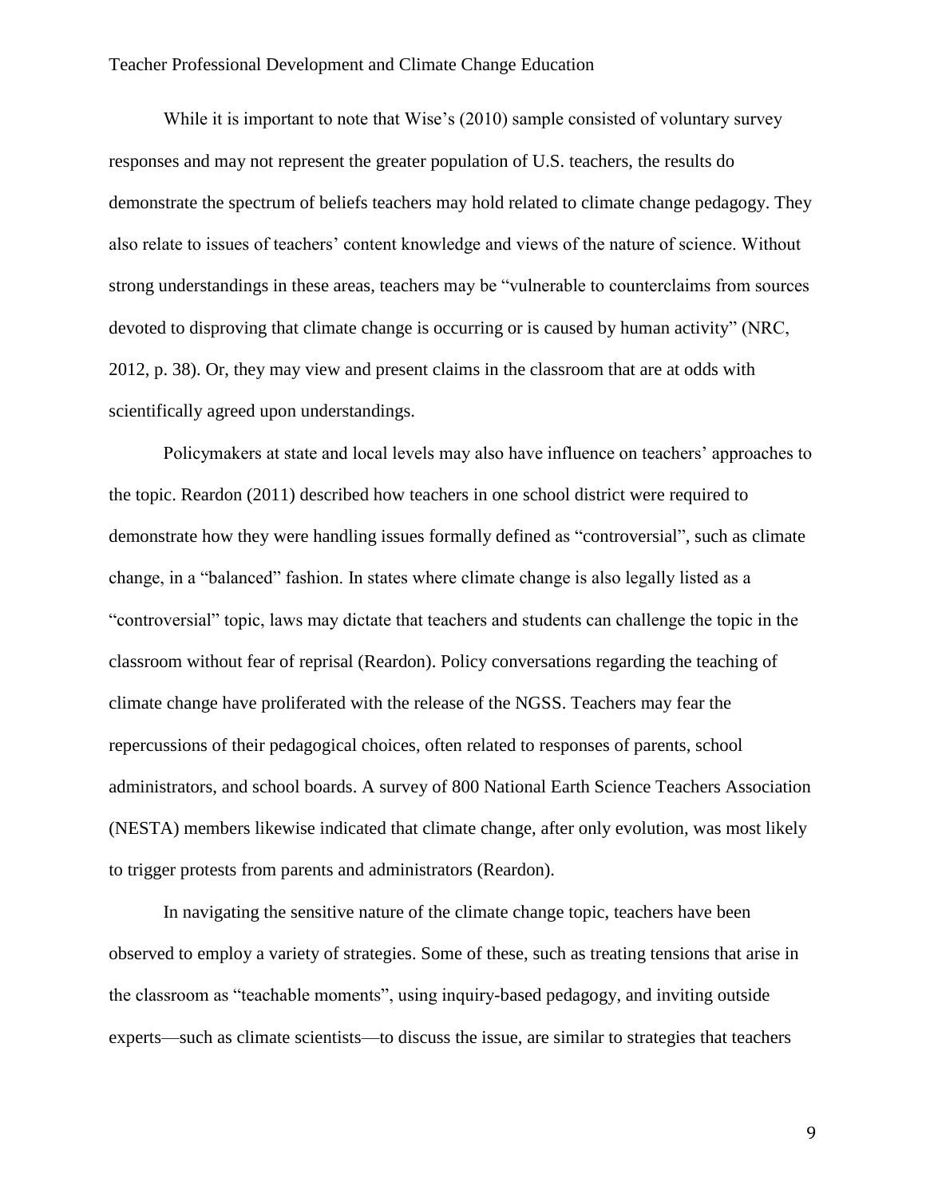While it is important to note that Wise's (2010) sample consisted of voluntary survey responses and may not represent the greater population of U.S. teachers, the results do demonstrate the spectrum of beliefs teachers may hold related to climate change pedagogy. They also relate to issues of teachers' content knowledge and views of the nature of science. Without strong understandings in these areas, teachers may be "vulnerable to counterclaims from sources devoted to disproving that climate change is occurring or is caused by human activity" (NRC, 2012, p. 38). Or, they may view and present claims in the classroom that are at odds with scientifically agreed upon understandings.

Policymakers at state and local levels may also have influence on teachers' approaches to the topic. Reardon (2011) described how teachers in one school district were required to demonstrate how they were handling issues formally defined as "controversial", such as climate change, in a "balanced" fashion. In states where climate change is also legally listed as a "controversial" topic, laws may dictate that teachers and students can challenge the topic in the classroom without fear of reprisal (Reardon). Policy conversations regarding the teaching of climate change have proliferated with the release of the NGSS. Teachers may fear the repercussions of their pedagogical choices, often related to responses of parents, school administrators, and school boards. A survey of 800 National Earth Science Teachers Association (NESTA) members likewise indicated that climate change, after only evolution, was most likely to trigger protests from parents and administrators (Reardon).

In navigating the sensitive nature of the climate change topic, teachers have been observed to employ a variety of strategies. Some of these, such as treating tensions that arise in the classroom as "teachable moments", using inquiry-based pedagogy, and inviting outside experts—such as climate scientists—to discuss the issue, are similar to strategies that teachers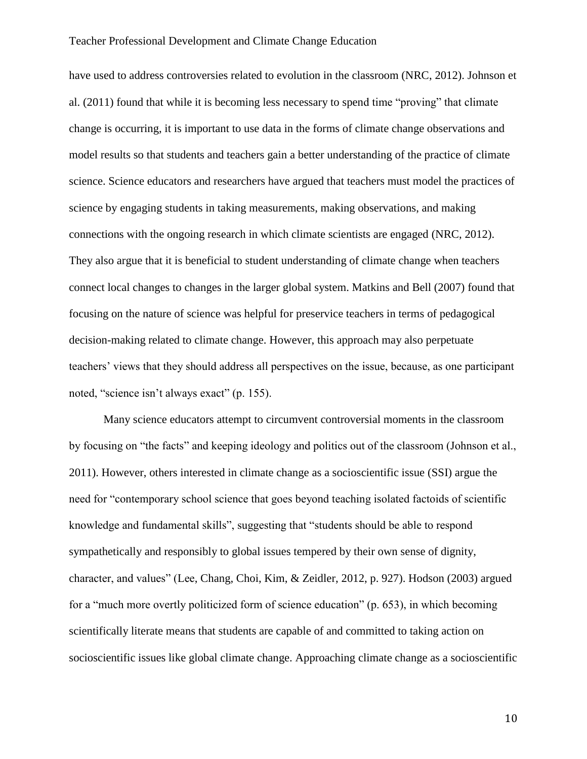have used to address controversies related to evolution in the classroom (NRC, 2012). Johnson et al. (2011) found that while it is becoming less necessary to spend time "proving" that climate change is occurring, it is important to use data in the forms of climate change observations and model results so that students and teachers gain a better understanding of the practice of climate science. Science educators and researchers have argued that teachers must model the practices of science by engaging students in taking measurements, making observations, and making connections with the ongoing research in which climate scientists are engaged (NRC, 2012). They also argue that it is beneficial to student understanding of climate change when teachers connect local changes to changes in the larger global system. Matkins and Bell (2007) found that focusing on the nature of science was helpful for preservice teachers in terms of pedagogical decision-making related to climate change. However, this approach may also perpetuate teachers' views that they should address all perspectives on the issue, because, as one participant noted, "science isn't always exact" (p. 155).

Many science educators attempt to circumvent controversial moments in the classroom by focusing on "the facts" and keeping ideology and politics out of the classroom (Johnson et al., 2011). However, others interested in climate change as a socioscientific issue (SSI) argue the need for "contemporary school science that goes beyond teaching isolated factoids of scientific knowledge and fundamental skills", suggesting that "students should be able to respond sympathetically and responsibly to global issues tempered by their own sense of dignity, character, and values" (Lee, Chang, Choi, Kim, & Zeidler, 2012, p. 927). Hodson (2003) argued for a "much more overtly politicized form of science education" (p. 653), in which becoming scientifically literate means that students are capable of and committed to taking action on socioscientific issues like global climate change. Approaching climate change as a socioscientific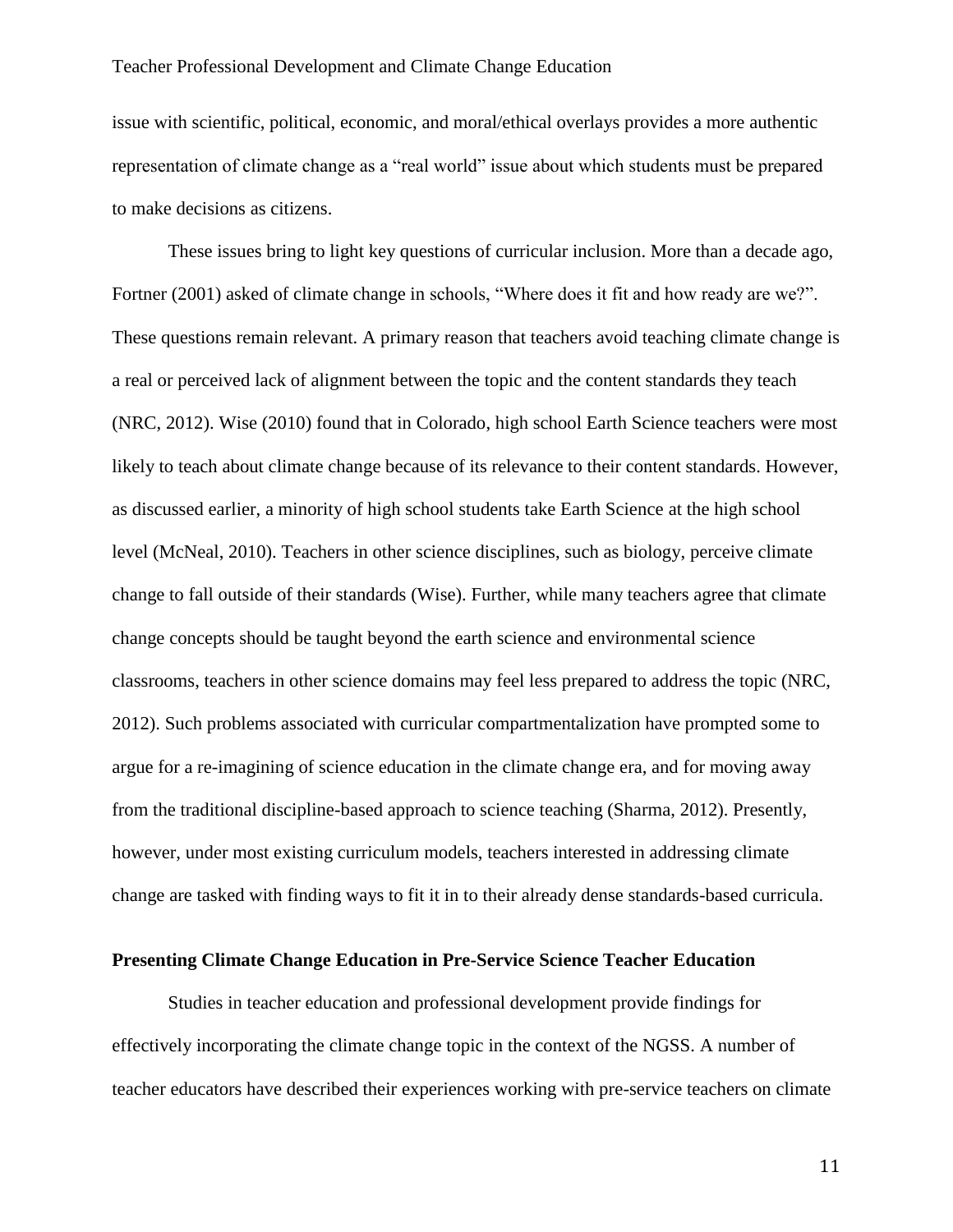issue with scientific, political, economic, and moral/ethical overlays provides a more authentic representation of climate change as a "real world" issue about which students must be prepared to make decisions as citizens.

These issues bring to light key questions of curricular inclusion. More than a decade ago, Fortner (2001) asked of climate change in schools, "Where does it fit and how ready are we?". These questions remain relevant. A primary reason that teachers avoid teaching climate change is a real or perceived lack of alignment between the topic and the content standards they teach (NRC, 2012). Wise (2010) found that in Colorado, high school Earth Science teachers were most likely to teach about climate change because of its relevance to their content standards. However, as discussed earlier, a minority of high school students take Earth Science at the high school level (McNeal, 2010). Teachers in other science disciplines, such as biology, perceive climate change to fall outside of their standards (Wise). Further, while many teachers agree that climate change concepts should be taught beyond the earth science and environmental science classrooms, teachers in other science domains may feel less prepared to address the topic (NRC, 2012). Such problems associated with curricular compartmentalization have prompted some to argue for a re-imagining of science education in the climate change era, and for moving away from the traditional discipline-based approach to science teaching (Sharma, 2012). Presently, however, under most existing curriculum models, teachers interested in addressing climate change are tasked with finding ways to fit it in to their already dense standards-based curricula.

## Presenting Climate Change Education in Pre-Service Science Teacher Education

Studies in teacher education and professional development provide findings for effectively incorporating the climate change topic in the context of the NGSS. A number of teacher educators have described their experiences working with pre-service teachers on climate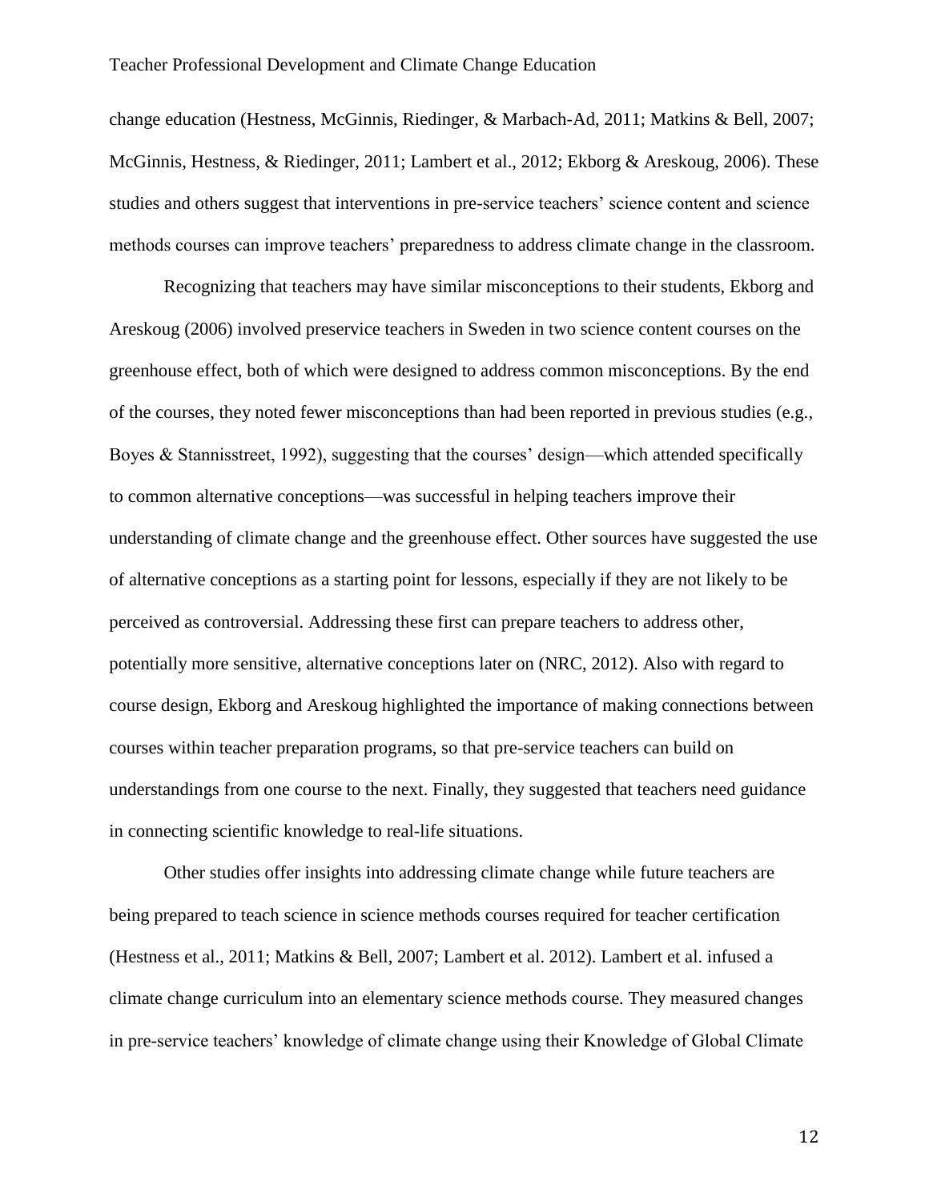change education (Hestness, McGinnis, Riedinger, & Marbach-Ad, 2011; Matkins & Bell, 2007; McGinnis, Hestness, & Riedinger, 2011; Lambert et al., 2012; Ekborg & Areskoug, 2006). These studies and others suggest that interventions in pre-service teachers' science content and science methods courses can improve teachers' preparedness to address climate change in the classroom.

Recognizing that teachers may have similar misconceptions to their students, Ekborg and Areskoug (2006) involved preservice teachers in Sweden in two science content courses on the greenhouse effect, both of which were designed to address common misconceptions. By the end of the courses, they noted fewer misconceptions than had been reported in previous studies (e.g., Boyes & Stannisstreet, 1992), suggesting that the courses' design—which attended specifically to common alternative conceptions—was successful in helping teachers improve their understanding of climate change and the greenhouse effect. Other sources have suggested the use of alternative conceptions as a starting point for lessons, especially if they are not likely to be perceived as controversial. Addressing these first can prepare teachers to address other, potentially more sensitive, alternative conceptions later on (NRC, 2012). Also with regard to course design, Ekborg and Areskoug highlighted the importance of making connections between courses within teacher preparation programs, so that pre-service teachers can build on understandings from one course to the next. Finally, they suggested that teachers need guidance in connecting scientific knowledge to real-life situations.

Other studies offer insights into addressing climate change while future teachers are being prepared to teach science in science methods courses required for teacher certification (Hestness et al., 2011; Matkins & Bell, 2007; Lambert et al. 2012). Lambert et al. infused a climate change curriculum into an elementary science methods course. They measured changes in pre-service teachers' knowledge of climate change using their Knowledge of Global Climate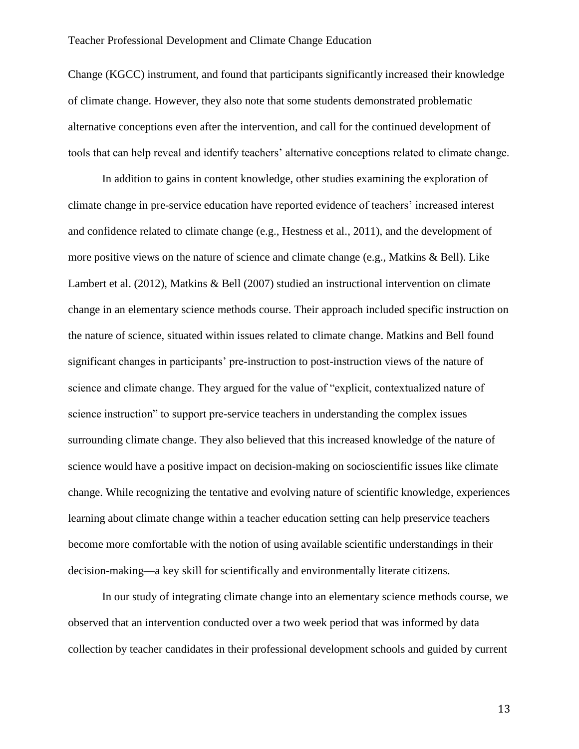Change (KGCC) instrument, and found that participants significantly increased their knowledge of climate change. However, they also note that some students demonstrated problematic alternative conceptions even after the intervention, and call for the continued development of tools that can help reveal and identify teachers' alternative conceptions related to climate change.

In addition to gains in content knowledge, other studies examining the exploration of climate change in pre-service education have reported evidence of teachers' increased interest and confidence related to climate change (e.g., Hestness et al., 2011), and the development of more positive views on the nature of science and climate change (e.g., Matkins & Bell). Like Lambert et al. (2012), Matkins & Bell (2007) studied an instructional intervention on climate change in an elementary science methods course. Their approach included specific instruction on the nature of science, situated within issues related to climate change. Matkins and Bell found significant changes in participants' pre-instruction to post-instruction views of the nature of science and climate change. They argued for the value of "explicit, contextualized nature of science instruction" to support pre-service teachers in understanding the complex issues surrounding climate change. They also believed that this increased knowledge of the nature of science would have a positive impact on decision-making on socioscientific issues like climate change. While recognizing the tentative and evolving nature of scientific knowledge, experiences learning about climate change within a teacher education setting can help preservice teachers become more comfortable with the notion of using available scientific understandings in their decision-making—a key skill for scientifically and environmentally literate citizens.

In our study of integrating climate change into an elementary science methods course, we observed that an intervention conducted over a two week period that was informed by data collection by teacher candidates in their professional development schools and guided by current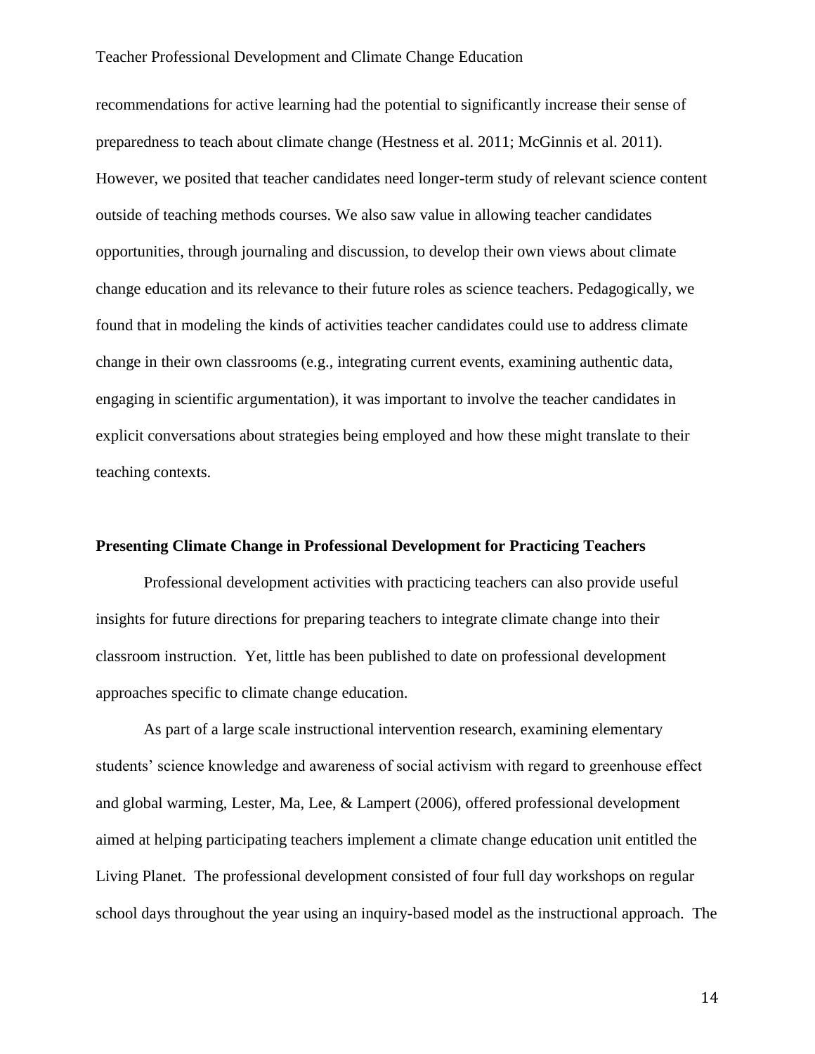recommendations for active learning had the potential to significantly increase their sense of preparedness to teach about climate change (Hestness et al. 2011; McGinnis et al. 2011). However, we posited that teacher candidates need longer-term study of relevant science content outside of teaching methods courses. We also saw value in allowing teacher candidates opportunities, through journaling and discussion, to develop their own views about climate change education and its relevance to their future roles as science teachers. Pedagogically, we found that in modeling the kinds of activities teacher candidates could use to address climate change in their own classrooms (e.g., integrating current events, examining authentic data, engaging in scientific argumentation), it was important to involve the teacher candidates in explicit conversations about strategies being employed and how these might translate to their teaching contexts.

**Presenting Climate Change in Professional Development for Practicing Teachers**

Professional development activities with practicing teachers can also provide useful insights for future directions for preparing teachers to integrate climate change into their classroom instruction. Yet, little has been published to date on professional development approaches specific to climate change education.

As part of a large scale instructional intervention research, examining elementary students' science knowledge and awareness of social activism with regard to greenhouse effect and global warming, Lester, Ma, Lee, & Lampert (2006), offered professional development aimed at helping participating teachers implement a climate change education unit entitled the Living Planet. The professional development consisted of four full day workshops on regular school days throughout the year using an inquiry-based model as the instructional approach. The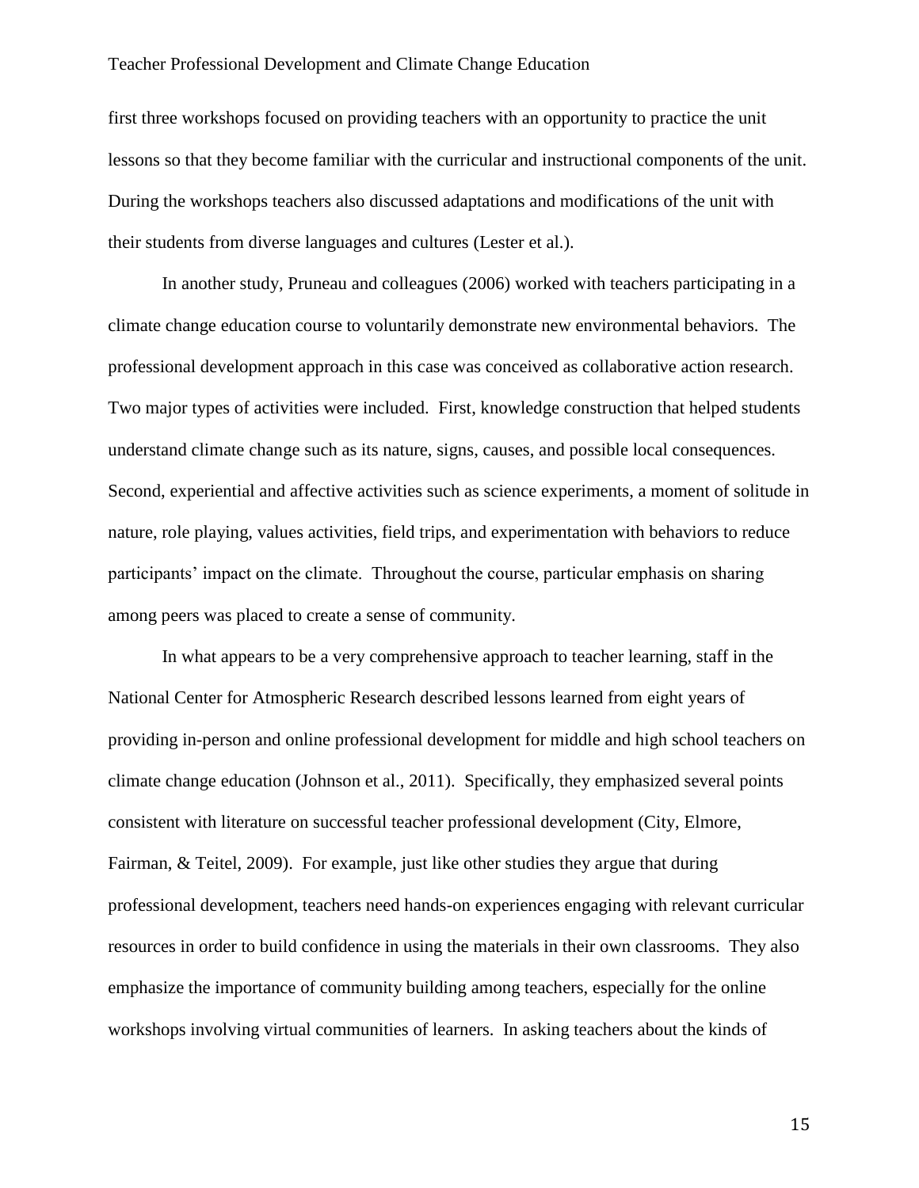first three workshops focused on providing teachers with an opportunity to practice the unit lessons so that they become familiar with the curricular and instructional components of the unit. During the workshops teachers also discussed adaptations and modifications of the unit with their students from diverse languages and cultures (Lester et al.).

In another study, Pruneau and colleagues (2006) worked with teachers participating in a climate change education course to voluntarily demonstrate new environmental behaviors. The professional development approach in this case was conceived as collaborative action research. Two major types of activities were included. First, knowledge construction that helped students understand climate change such as its nature, signs, causes, and possible local consequences. Second, experiential and affective activities such as science experiments, a moment of solitude in nature, role playing, values activities, field trips, and experimentation with behaviors to reduce participants' impact on the climate. Throughout the course, particular emphasis on sharing among peers was placed to create a sense of community.

In what appears to be a very comprehensive approach to teacher learning, staff in the National Center for Atmospheric Research described lessons learned from eight years of providing in-person and online professional development for middle and high school teachers on climate change education (Johnson et al., 2011). Specifically, they emphasized several points consistent with literature on successful teacher professional development (City, Elmore, Fairman, & Teitel, 2009). For example, just like other studies they argue that during professional development, teachers need hands-on experiences engaging with relevant curricular resources in order to build confidence in using the materials in their own classrooms. They also emphasize the importance of community building among teachers, especially for the online workshops involving virtual communities of learners. In asking teachers about the kinds of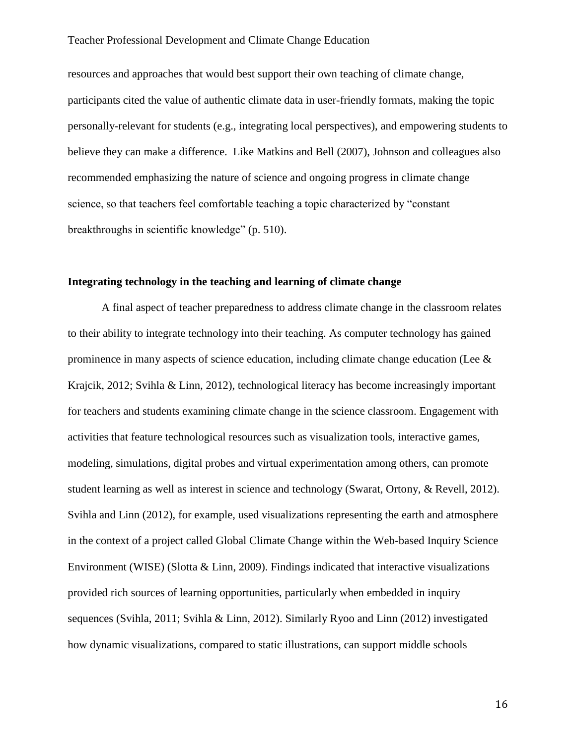resources and approaches that would best support their own teaching of climate change, participants cited the value of authentic climate data in user-friendly formats, making the topic personally-relevant for students (e.g., integrating local perspectives), and empowering students to believe they can make a difference. Like Matkins and Bell (2007), Johnson and colleagues also recommended emphasizing the nature of science and ongoing progress in climate change science, so that teachers feel comfortable teaching a topic characterized by "constant breakthroughs in scientific knowledge" (p. 510).

**Integrating technology in the teaching and learning of climate change**

A final aspect of teacher preparedness to address climate change in the classroom relates to their ability to integrate technology into their teaching. As computer technology has gained prominence in many aspects of science education, including climate change education (Lee & Krajcik, 2012; Svihla & Linn, 2012), technological literacy has become increasingly important for teachers and students examining climate change in the science classroom. Engagement with activities that feature technological resources such as visualization tools, interactive games, modeling, simulations, digital probes and virtual experimentation among others, can promote student learning as well as interest in science and technology (Swarat, Ortony, & Revell, 2012). Svihla and Linn (2012), for example, used visualizations representing the earth and atmosphere in the context of a project called Global Climate Change within the Web-based Inquiry Science Environment (WISE) (Slotta & Linn, 2009). Findings indicated that interactive visualizations provided rich sources of learning opportunities, particularly when embedded in inquiry sequences (Svihla, 2011; Svihla & Linn, 2012). Similarly Ryoo and Linn (2012) investigated how dynamic visualizations, compared to static illustrations, can support middle schools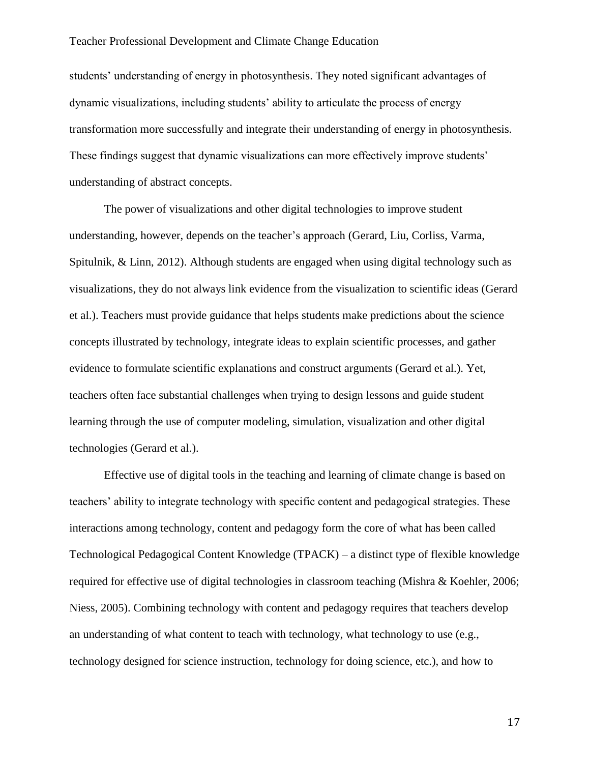students' understanding of energy in photosynthesis. They noted significant advantages of dynamic visualizations, including students' ability to articulate the process of energy transformation more successfully and integrate their understanding of energy in photosynthesis. These findings suggest that dynamic visualizations can more effectively improve students' understanding of abstract concepts.

The power of visualizations and other digital technologies to improve student understanding, however, depends on the teacher's approach (Gerard, Liu, Corliss, Varma, Spitulnik, & Linn, 2012). Although students are engaged when using digital technology such as visualizations, they do not always link evidence from the visualization to scientific ideas (Gerard et al.). Teachers must provide guidance that helps students make predictions about the science concepts illustrated by technology, integrate ideas to explain scientific processes, and gather evidence to formulate scientific explanations and construct arguments (Gerard et al.). Yet, teachers often face substantial challenges when trying to design lessons and guide student learning through the use of computer modeling, simulation, visualization and other digital technologies (Gerard et al.).

Effective use of digital tools in the teaching and learning of climate change is based on teachers' ability to integrate technology with specific content and pedagogical strategies. These interactions among technology, content and pedagogy form the core of what has been called Technological Pedagogical Content Knowledge (TPACK) – a distinct type of flexible knowledge required for effective use of digital technologies in classroom teaching (Mishra & Koehler, 2006; Niess, 2005). Combining technology with content and pedagogy requires that teachers develop an understanding of what content to teach with technology, what technology to use (e.g., technology designed for science instruction, technology for doing science, etc.), and how to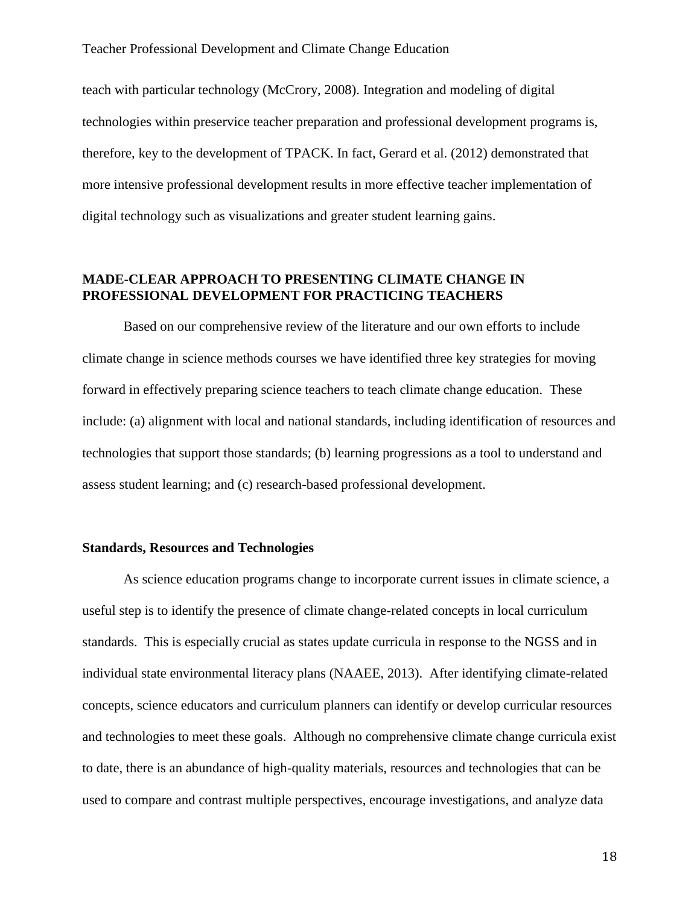teach with particular technology (McCrory, 2008). Integration and modeling of digital technologies within preservice teacher preparation and professional development programs is, therefore, key to the development of TPACK. In fact, Gerard et al. (2012) demonstrated that more intensive professional development results in more effective teacher implementation of digital technology such as visualizations and greater student learning gains.

## MADE-CLEAR APPROACH TO PRESENTING CLIMATE CHANGE IN PROFESSIONAL DEVELOPMENT FOR PRACTICING TEACHERS

Based on our comprehensive review of the literature and our own efforts to include climate change in science methods courses we have identified three key strategies for moving forward in effectively preparing science teachers to teach climate change education. These include: (a) alignment with local and national standards, including identification of resources and technologies that support those standards; (b) learning progressions as a tool to understand and assess student learning; and (c) research-based professional development.

### Standards, Resources and Technologies

As science education programs change to incorporate current issues in climate science, a useful step is to identify the presence of climate change-related concepts in local curriculum standards. This is especially crucial as states update curricula in response to the NGSS and in individual state environmental literacy plans (NAAEE, 2013). After identifying climate-related concepts, science educators and curriculum planners can identify or develop curricular resources and technologies to meet these goals. Although no comprehensive climate change curricula exist to date, there is an abundance of high-quality materials, resources and technologies that can be used to compare and contrast multiple perspectives, encourage investigations, and analyze data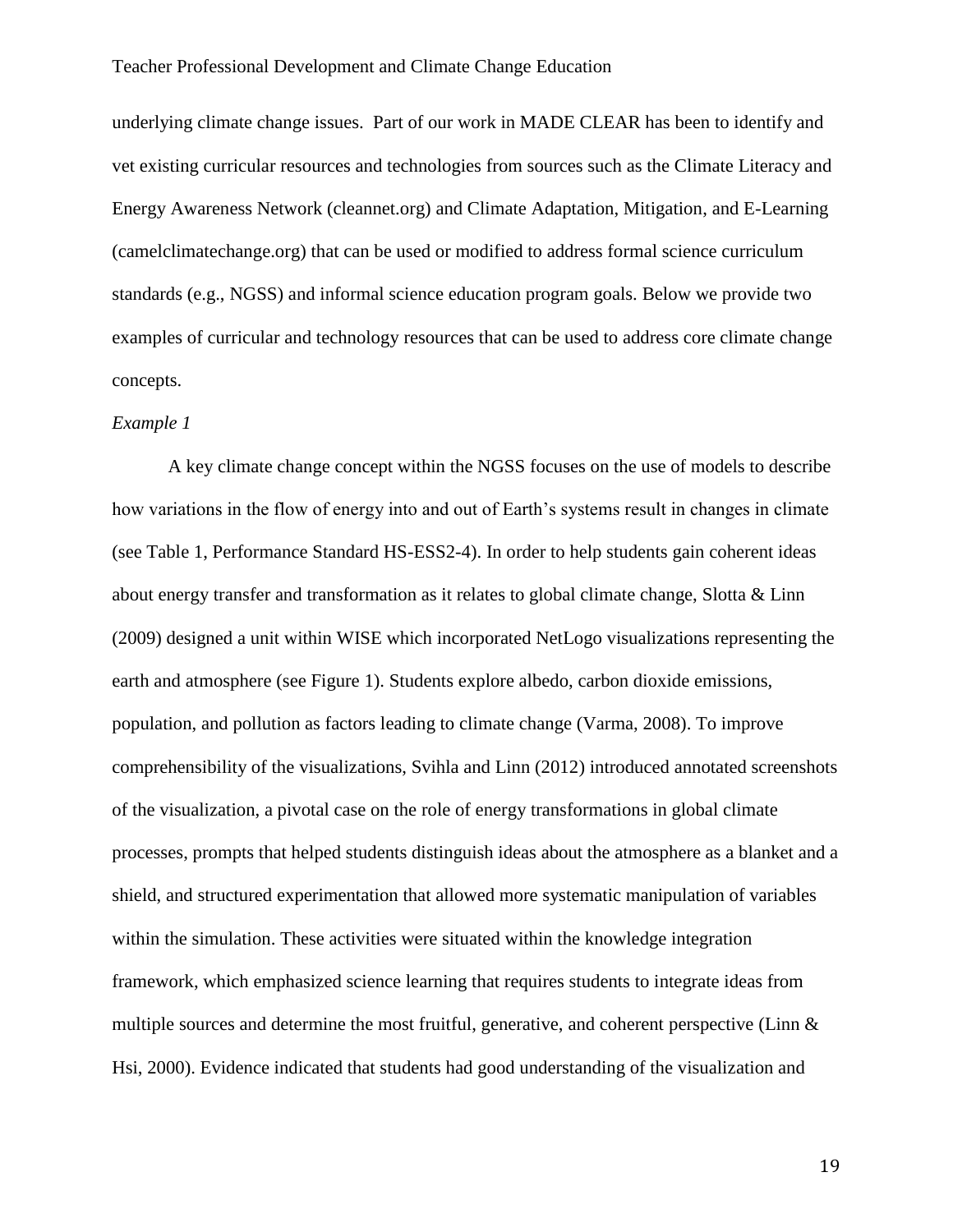underlying climate change issues. Part of our work in MADE CLEAR has been to identify and vet existing curricular resources and technologies from sources such as the Climate Literacy and Energy Awareness Network (cleannet.org) and Climate Adaptation, Mitigation, and E-Learning (camelclimatechange.org) that can be used or modified to address formal science curriculum standards (e.g., NGSS) and informal science education program goals. Below we provide two examples of curricular and technology resources that can be used to address core climate change concepts.

*Example 1*

A key climate change concept within the NGSS focuses on the use of models to describe how variations in the flow of energy into and out of Earth's systems result in changes in climate (see Table 1, Performance Standard HS-ESS2-4). In order to help students gain coherent ideas about energy transfer and transformation as it relates to global climate change, Slotta & Linn (2009) designed a unit within WISE which incorporated NetLogo visualizations representing the earth and atmosphere (see Figure 1). Students explore albedo, carbon dioxide emissions, population, and pollution as factors leading to climate change (Varma, 2008). To improve comprehensibility of the visualizations, Svihla and Linn (2012) introduced annotated screenshots of the visualization, a pivotal case on the role of energy transformations in global climate processes, prompts that helped students distinguish ideas about the atmosphere as a blanket and a shield, and structured experimentation that allowed more systematic manipulation of variables within the simulation. These activities were situated within the knowledge integration framework, which emphasized science learning that requires students to integrate ideas from multiple sources and determine the most fruitful, generative, and coherent perspective (Linn & Hsi, 2000). Evidence indicated that students had good understanding of the visualization and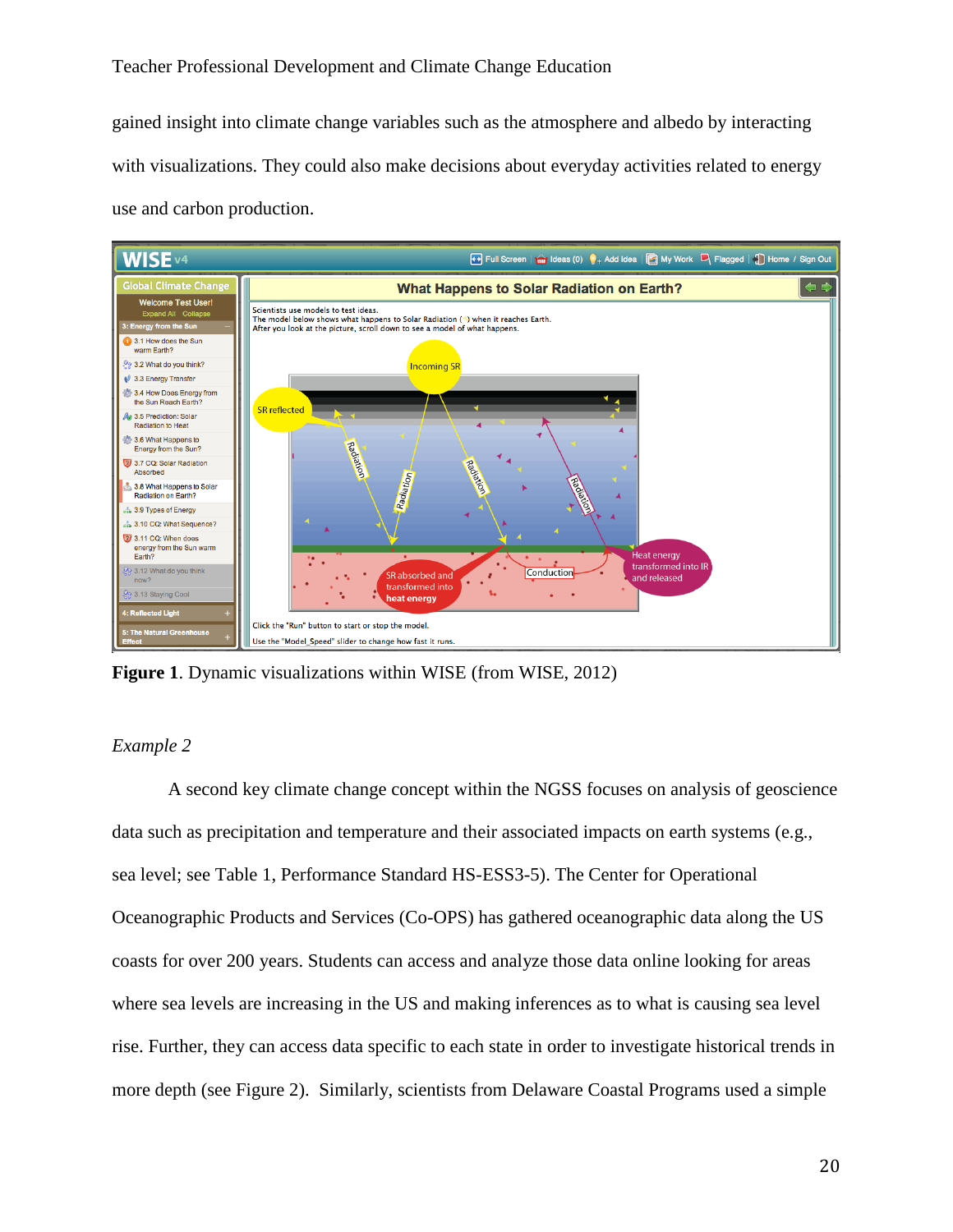gained insight into climate change variables such as the atmosphere and albedo by interacting with visualizations. They could also make decisions about everyday activities related to energy use and carbon production.

**Figure 1**. Dynamic visualizations within WISE (from WISE, 2012)

*Example 2*

A second key climate change concept within the NGSS focuses on analysis of geoscience data such as precipitation and temperature and their associated impacts on earth systems (e.g., sea level; see Table 1, Performance Standard HS-ESS3-5). The Center for Operational Oceanographic Products and Services (Co-OPS) has gathered oceanographic data along the US coasts for over 200 years. Students can access and analyze those data online looking for areas where sea levels are increasing in the US and making inferences as to what is causing sea level rise. Further, they can access data specific to each state in order to investigate historical trends in more depth (see Figure 2). Similarly, scientists from Delaware Coastal Programs used a simple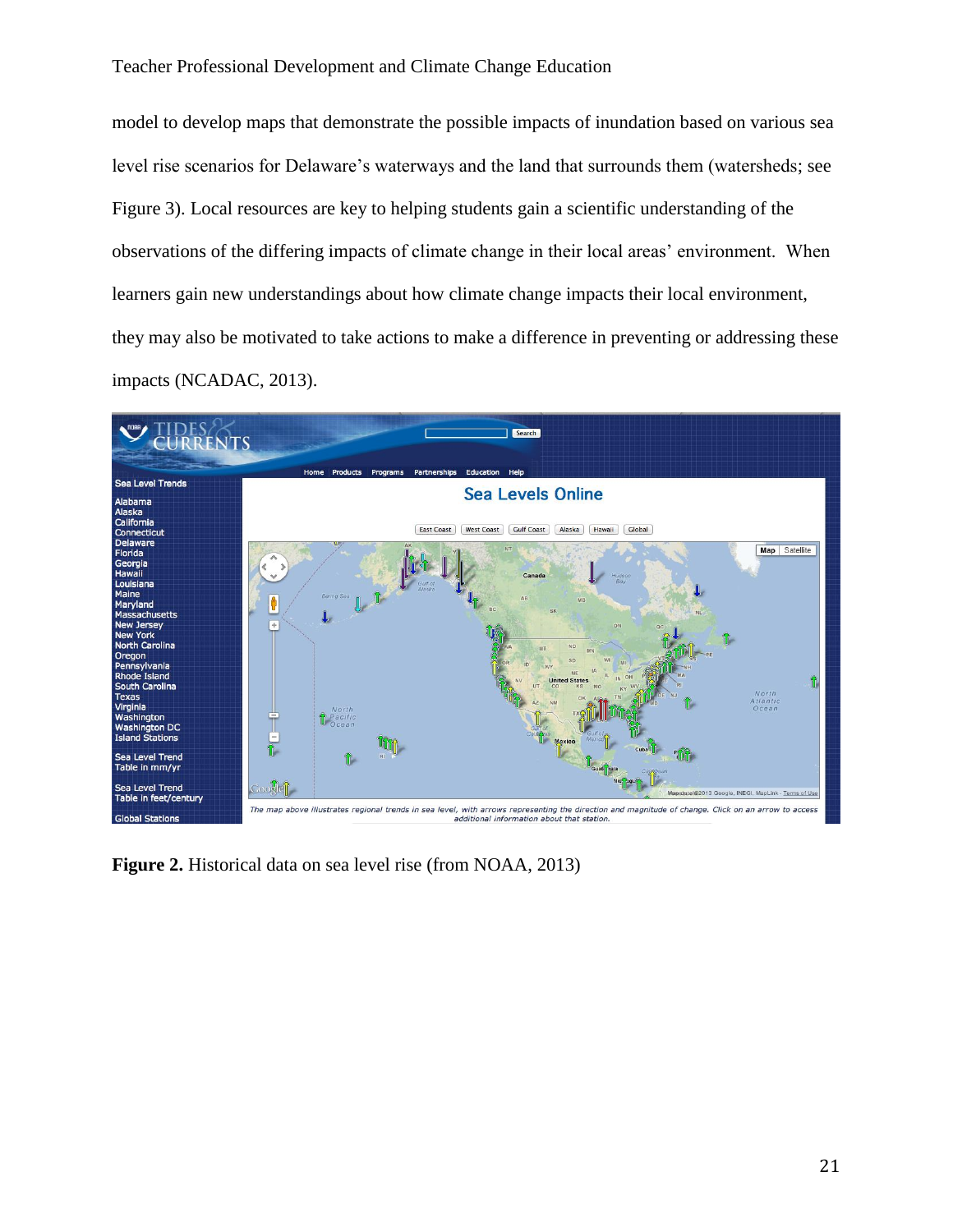model to develop maps that demonstrate the possible impacts of inundation based on various sea level rise scenarios for Delaware's waterways and the land that surrounds them (watersheds; see Figure 3). Local resources are key to helping students gain a scientific understanding of the observations of the differing impacts of climate change in their local areas' environment. When learners gain new understandings about how climate change impacts their local environment, they may also be motivated to take actions to make a difference in preventing or addressing these impacts (NCADAC, 2013).

**Figure 2.** Historical data on sea level rise (from NOAA, 2013)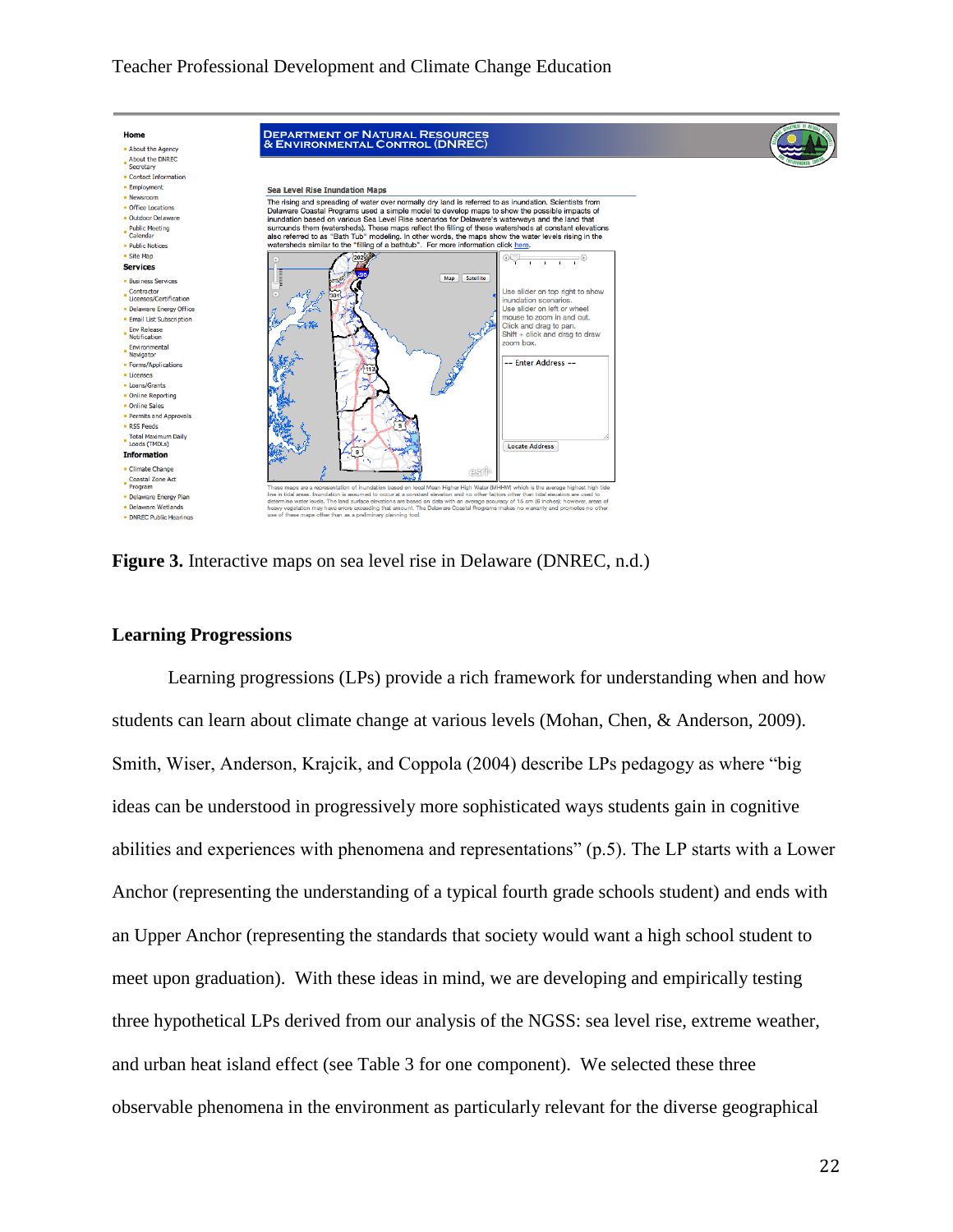**Figure 3.** Interactive maps on sea level rise in Delaware (DNREC, n.d.)

## Learning Progressions

Learning progressions (LPs) provide a rich framework for understanding when and how students can learn about climate change at various levels (Mohan, Chen, & Anderson, 2009). Smith, Wiser, Anderson, Krajcik, and Coppola (2004) describe LPs pedagogy as where "big ideas can be understood in progressively more sophisticated ways students gain in cognitive abilities and experiences with phenomena and representations" (p.5). The LP starts with a Lower Anchor (representing the understanding of a typical fourth grade schools student) and ends with an Upper Anchor (representing the standards that society would want a high school student to meet upon graduation). With these ideas in mind, we are developing and empirically testing three hypothetical LPs derived from our analysis of the NGSS: sea level rise, extreme weather, and urban heat island effect (see Table 3 for one component). We selected these three observable phenomena in the environment as particularly relevant for the diverse geographical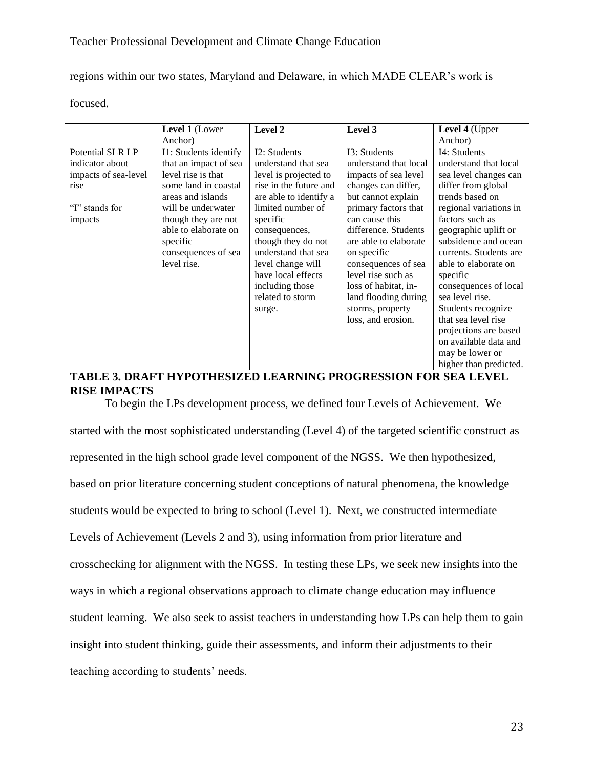regions within our two states, Maryland and Delaware, in which MADE CLEAR's work is focused.

| | **Level 1** (Lower Anchor) | **Level 2** | **Level 3** | **Level 4** (Upper Anchor) |
|---|---|---|---|---|
| Potential SLR LP indicator about impacts of sea-level rise<br><br>"I" stands for impacts | I1: Students identify that an impact of sea level rise is that some land in coastal areas and islands will be underwater though they are not able to elaborate on specific consequences of sea level rise. | I2: Students understand that sea level is projected to rise in the future and are able to identify a limited number of specific consequences, though they do not understand that sea level change will have local effects including those related to storm surge. | I3: Students understand that local impacts of sea level changes can differ, but cannot explain primary factors that can cause this difference. Students are able to elaborate on specific consequences of sea level rise such as loss of habitat, in-land flooding during storms, property loss, and erosion. | I4: Students understand that local sea level changes can differ from global trends based on regional variations in factors such as geographic uplift or subsidence and ocean currents. Students are able to elaborate on specific consequences of local sea level rise. Students recognize that sea level rise projections are based on available data and may be lower or higher than predicted. |

**TABLE 3. DRAFT HYPOTHESIZED LEARNING PROGRESSION FOR SEA LEVEL RISE IMPACTS**

To begin the LPs development process, we defined four Levels of Achievement. We started with the most sophisticated understanding (Level 4) of the targeted scientific construct as represented in the high school grade level component of the NGSS. We then hypothesized, based on prior literature concerning student conceptions of natural phenomena, the knowledge students would be expected to bring to school (Level 1). Next, we constructed intermediate Levels of Achievement (Levels 2 and 3), using information from prior literature and crosschecking for alignment with the NGSS. In testing these LPs, we seek new insights into the ways in which a regional observations approach to climate change education may influence student learning. We also seek to assist teachers in understanding how LPs can help them to gain insight into student thinking, guide their assessments, and inform their adjustments to their teaching according to students' needs.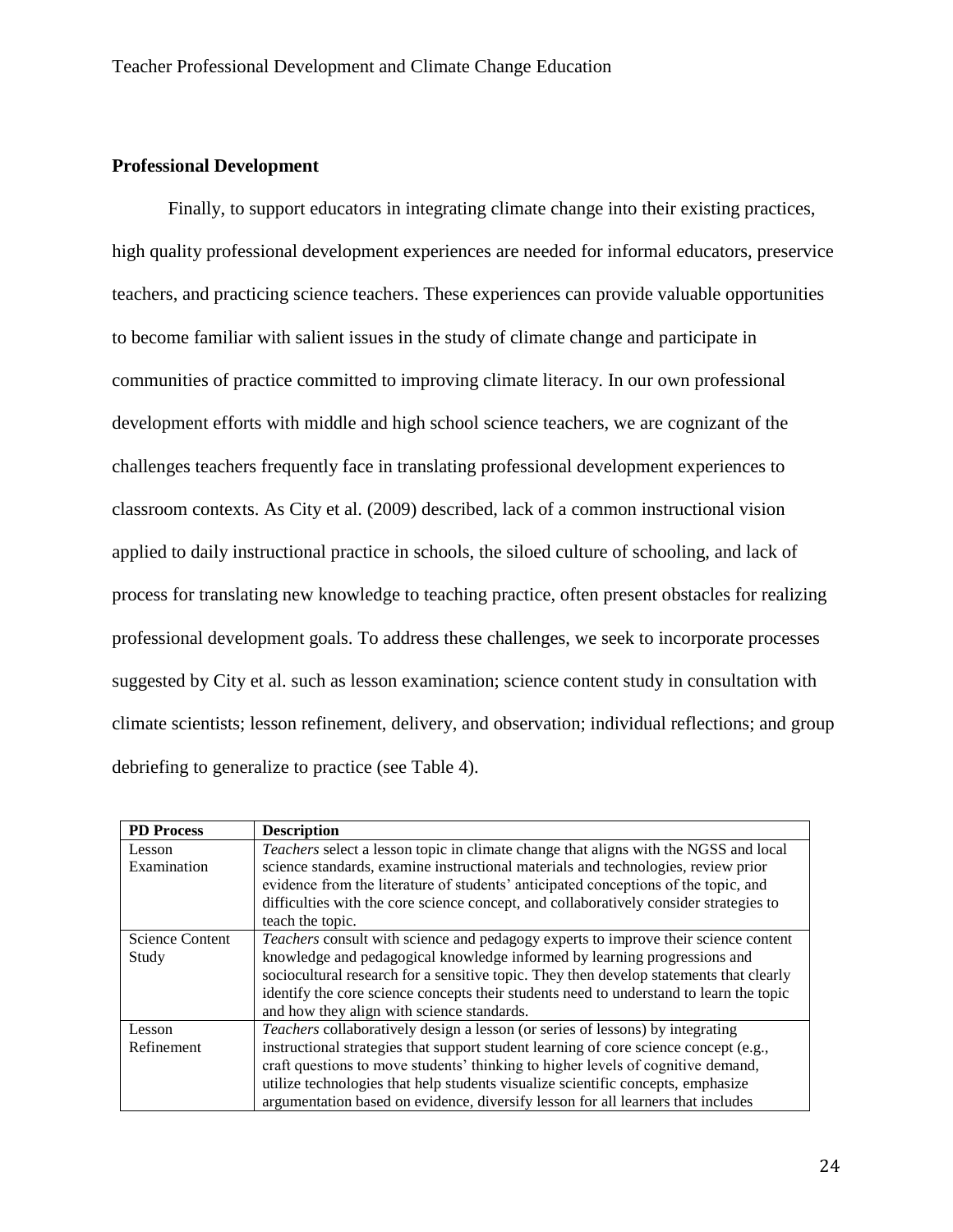## Professional Development

Finally, to support educators in integrating climate change into their existing practices, high quality professional development experiences are needed for informal educators, preservice teachers, and practicing science teachers. These experiences can provide valuable opportunities to become familiar with salient issues in the study of climate change and participate in communities of practice committed to improving climate literacy. In our own professional development efforts with middle and high school science teachers, we are cognizant of the challenges teachers frequently face in translating professional development experiences to classroom contexts. As City et al. (2009) described, lack of a common instructional vision applied to daily instructional practice in schools, the siloed culture of schooling, and lack of process for translating new knowledge to teaching practice, often present obstacles for realizing professional development goals. To address these challenges, we seek to incorporate processes suggested by City et al. such as lesson examination; science content study in consultation with climate scientists; lesson refinement, delivery, and observation; individual reflections; and group debriefing to generalize to practice (see Table 4).

| PD Process | Description |
| --- | --- |
| Lesson Examination | *Teachers* select a lesson topic in climate change that aligns with the NGSS and local science standards, examine instructional materials and technologies, review prior evidence from the literature of students' anticipated conceptions of the topic, and difficulties with the core science concept, and collaboratively consider strategies to teach the topic. |
| Science Content Study | *Teachers* consult with science and pedagogy experts to improve their science content knowledge and pedagogical knowledge informed by learning progressions and sociocultural research for a sensitive topic. They then develop statements that clearly identify the core science concepts their students need to understand to learn the topic and how they align with science standards. |
| Lesson Refinement | *Teachers* collaboratively design a lesson (or series of lessons) by integrating instructional strategies that support student learning of core science concept (e.g., craft questions to move students' thinking to higher levels of cognitive demand, utilize technologies that help students visualize scientific concepts, emphasize argumentation based on evidence, diversify lesson for all learners that includes |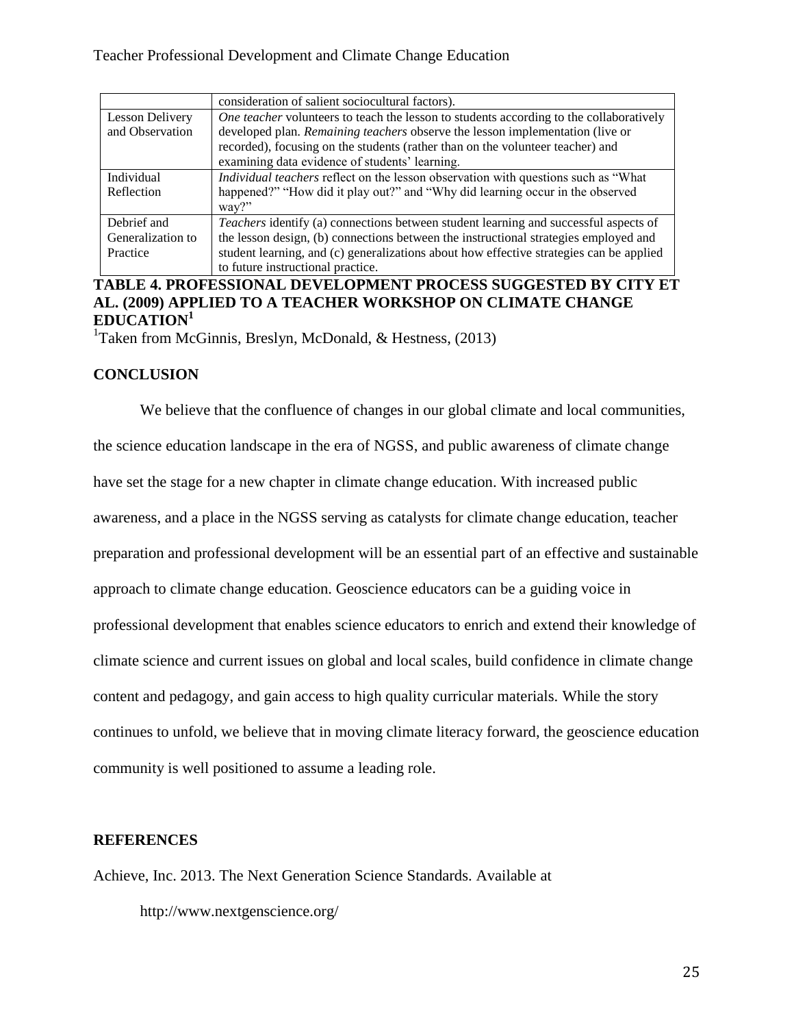| | |
|---|---|
| | consideration of salient sociocultural factors). |
| Lesson Delivery and Observation | *One teacher* volunteers to teach the lesson to students according to the collaboratively developed plan. *Remaining teachers* observe the lesson implementation (live or recorded), focusing on the students (rather than on the volunteer teacher) and examining data evidence of students' learning. |
| Individual Reflection | *Individual teachers* reflect on the lesson observation with questions such as "What happened?" "How did it play out?" and "Why did learning occur in the observed way?" |
| Debrief and Generalization to Practice | *Teachers* identify (a) connections between student learning and successful aspects of the lesson design, (b) connections between the instructional strategies employed and student learning, and (c) generalizations about how effective strategies can be applied to future instructional practice. |

**TABLE 4. PROFESSIONAL DEVELOPMENT PROCESS SUGGESTED BY CITY ET AL. (2009) APPLIED TO A TEACHER WORKSHOP ON CLIMATE CHANGE EDUCATION[1]**

[1]Taken from McGinnis, Breslyn, McDonald, & Hestness, (2013)

## CONCLUSION

We believe that the confluence of changes in our global climate and local communities, the science education landscape in the era of NGSS, and public awareness of climate change have set the stage for a new chapter in climate change education. With increased public awareness, and a place in the NGSS serving as catalysts for climate change education, teacher preparation and professional development will be an essential part of an effective and sustainable approach to climate change education. Geoscience educators can be a guiding voice in professional development that enables science educators to enrich and extend their knowledge of climate science and current issues on global and local scales, build confidence in climate change content and pedagogy, and gain access to high quality curricular materials. While the story continues to unfold, we believe that in moving climate literacy forward, the geoscience education community is well positioned to assume a leading role.

## REFERENCES

Achieve, Inc. 2013. The Next Generation Science Standards. Available at http://www.nextgenscience.org/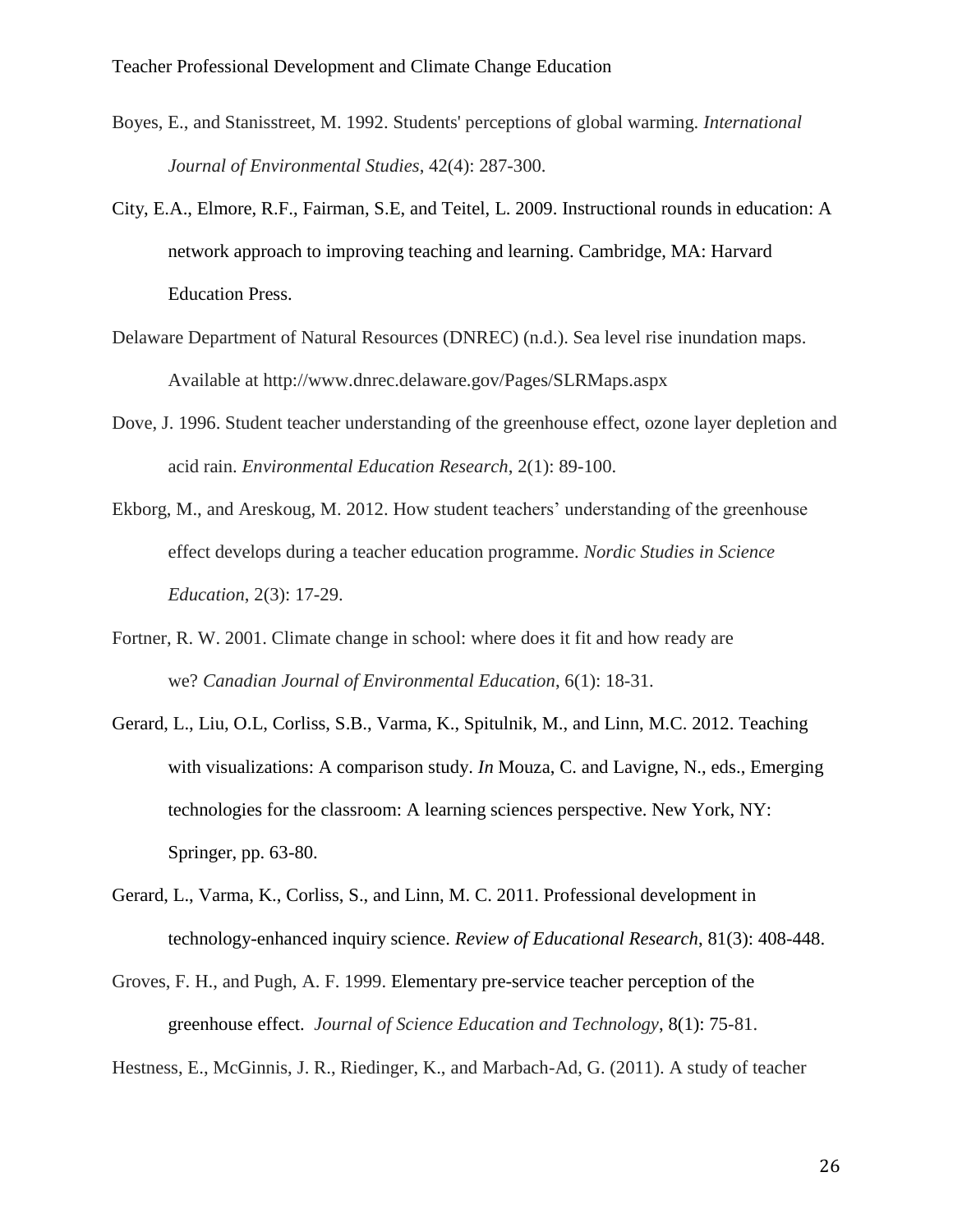Boyes, E., and Stanisstreet, M. 1992. Students' perceptions of global warming. *International Journal of Environmental Studies*, 42(4): 287-300.

City, E.A., Elmore, R.F., Fairman, S.E, and Teitel, L. 2009. Instructional rounds in education: A network approach to improving teaching and learning. Cambridge, MA: Harvard Education Press.

Delaware Department of Natural Resources (DNREC) (n.d.). Sea level rise inundation maps. Available at http://www.dnrec.delaware.gov/Pages/SLRMaps.aspx

Dove, J. 1996. Student teacher understanding of the greenhouse effect, ozone layer depletion and acid rain. *Environmental Education Research*, 2(1): 89-100.

Ekborg, M., and Areskoug, M. 2012. How student teachers' understanding of the greenhouse effect develops during a teacher education programme. *Nordic Studies in Science Education*, 2(3): 17-29.

Fortner, R. W. 2001. Climate change in school: where does it fit and how ready are we? *Canadian Journal of Environmental Education*, 6(1): 18-31.

Gerard, L., Liu, O.L, Corliss, S.B., Varma, K., Spitulnik, M., and Linn, M.C. 2012. Teaching with visualizations: A comparison study. *In* Mouza, C. and Lavigne, N., eds., Emerging technologies for the classroom: A learning sciences perspective. New York, NY: Springer, pp. 63-80.

Gerard, L., Varma, K., Corliss, S., and Linn, M. C. 2011. Professional development in technology-enhanced inquiry science. *Review of Educational Research*, 81(3): 408-448.

Groves, F. H., and Pugh, A. F. 1999. Elementary pre-service teacher perception of the greenhouse effect. *Journal of Science Education and Technology*, 8(1): 75-81.

Hestness, E., McGinnis, J. R., Riedinger, K., and Marbach-Ad, G. (2011). A study of teacher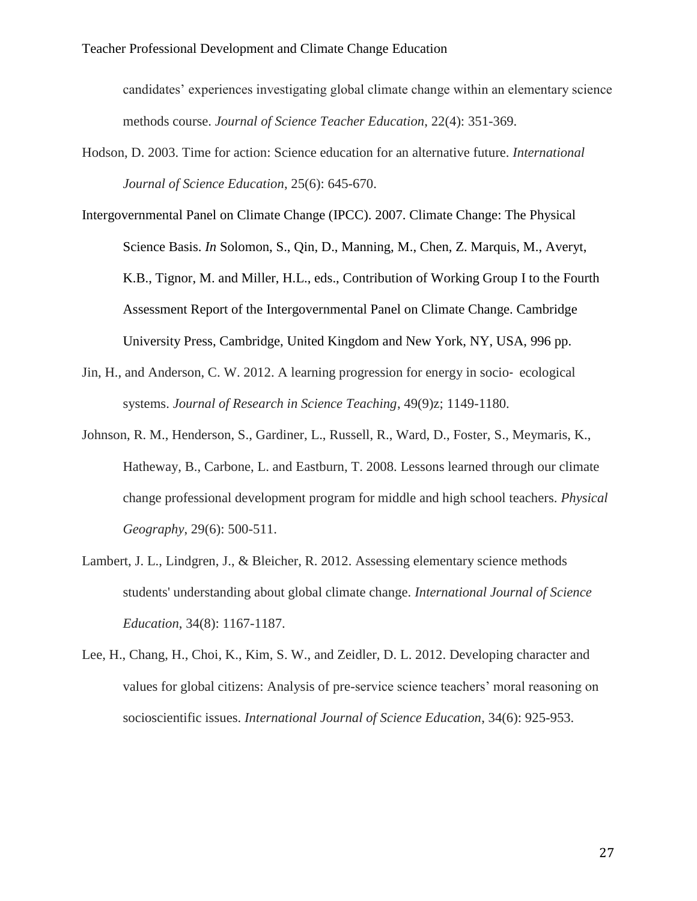candidates' experiences investigating global climate change within an elementary science methods course. *Journal of Science Teacher Education*, 22(4): 351-369.

Hodson, D. 2003. Time for action: Science education for an alternative future. *International Journal of Science Education*, 25(6): 645-670.

Intergovernmental Panel on Climate Change (IPCC). 2007. Climate Change: The Physical Science Basis. *In* Solomon, S., Qin, D., Manning, M., Chen, Z. Marquis, M., Averyt, K.B., Tignor, M. and Miller, H.L., eds., Contribution of Working Group I to the Fourth Assessment Report of the Intergovernmental Panel on Climate Change. Cambridge University Press, Cambridge, United Kingdom and New York, NY, USA, 996 pp.

Jin, H., and Anderson, C. W. 2012. A learning progression for energy in socio- ecological systems. *Journal of Research in Science Teaching*, 49(9)z; 1149-1180.

Johnson, R. M., Henderson, S., Gardiner, L., Russell, R., Ward, D., Foster, S., Meymaris, K., Hatheway, B., Carbone, L. and Eastburn, T. 2008. Lessons learned through our climate change professional development program for middle and high school teachers. *Physical Geography*, 29(6): 500-511.

Lambert, J. L., Lindgren, J., & Bleicher, R. 2012. Assessing elementary science methods students' understanding about global climate change. *International Journal of Science Education*, 34(8): 1167-1187.

Lee, H., Chang, H., Choi, K., Kim, S. W., and Zeidler, D. L. 2012. Developing character and values for global citizens: Analysis of pre-service science teachers' moral reasoning on socioscientific issues. *International Journal of Science Education*, 34(6): 925-953.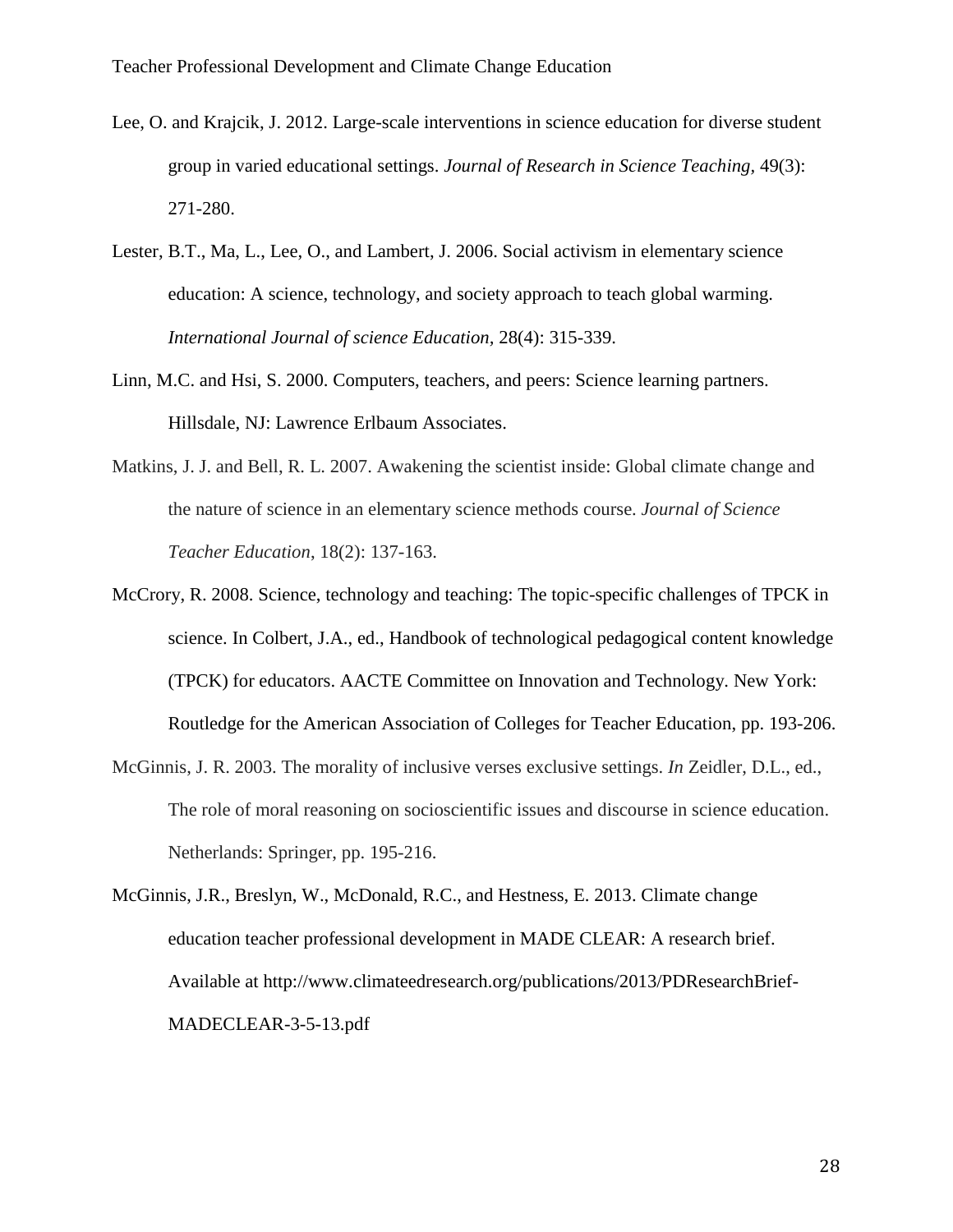Lee, O. and Krajcik, J. 2012. Large-scale interventions in science education for diverse student group in varied educational settings. *Journal of Research in Science Teaching*, 49(3): 271-280.

Lester, B.T., Ma, L., Lee, O., and Lambert, J. 2006. Social activism in elementary science education: A science, technology, and society approach to teach global warming. *International Journal of science Education*, 28(4): 315-339.

Linn, M.C. and Hsi, S. 2000. Computers, teachers, and peers: Science learning partners. Hillsdale, NJ: Lawrence Erlbaum Associates.

Matkins, J. J. and Bell, R. L. 2007. Awakening the scientist inside: Global climate change and the nature of science in an elementary science methods course. *Journal of Science Teacher Education*, 18(2): 137-163.

McCrory, R. 2008. Science, technology and teaching: The topic-specific challenges of TPCK in science. In Colbert, J.A., ed., Handbook of technological pedagogical content knowledge (TPCK) for educators. AACTE Committee on Innovation and Technology. New York: Routledge for the American Association of Colleges for Teacher Education, pp. 193-206.

McGinnis, J. R. 2003. The morality of inclusive verses exclusive settings. *In* Zeidler, D.L., ed., The role of moral reasoning on socioscientific issues and discourse in science education. Netherlands: Springer, pp. 195-216.

McGinnis, J.R., Breslyn, W., McDonald, R.C., and Hestness, E. 2013. Climate change education teacher professional development in MADE CLEAR: A research brief. Available at http://www.climateedresearch.org/publications/2013/PDResearchBrief-MADECLEAR-3-5-13.pdf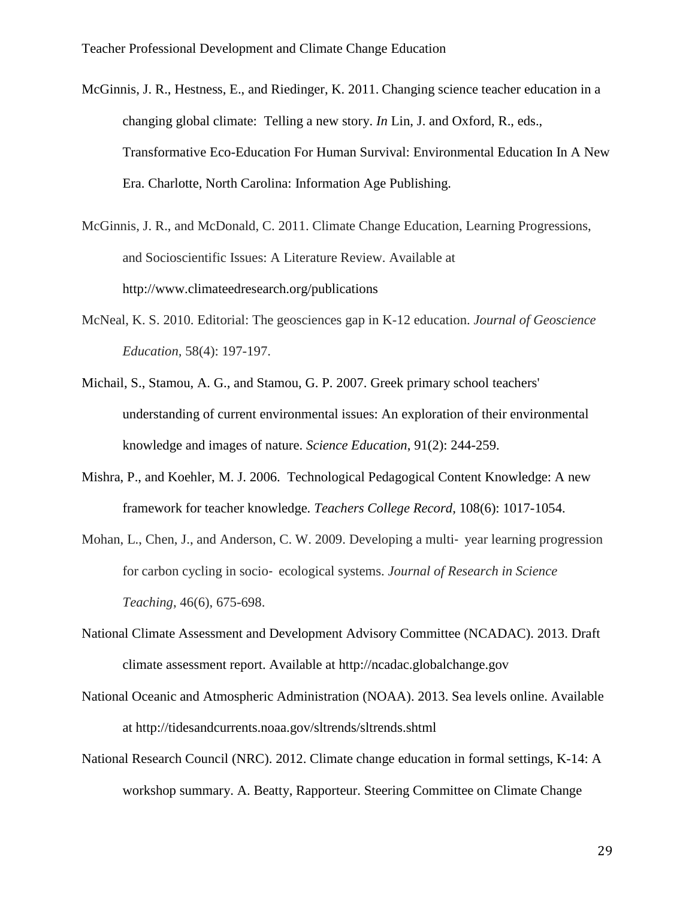McGinnis, J. R., Hestness, E., and Riedinger, K. 2011. Changing science teacher education in a changing global climate: Telling a new story. *In* Lin, J. and Oxford, R., eds., Transformative Eco-Education For Human Survival: Environmental Education In A New Era. Charlotte, North Carolina: Information Age Publishing.

McGinnis, J. R., and McDonald, C. 2011. Climate Change Education, Learning Progressions, and Socioscientific Issues: A Literature Review. Available at http://www.climateedresearch.org/publications

McNeal, K. S. 2010. Editorial: The geosciences gap in K-12 education. *Journal of Geoscience Education*, 58(4): 197-197.

Michail, S., Stamou, A. G., and Stamou, G. P. 2007. Greek primary school teachers' understanding of current environmental issues: An exploration of their environmental knowledge and images of nature. *Science Education*, 91(2): 244-259.

Mishra, P., and Koehler, M. J. 2006. Technological Pedagogical Content Knowledge: A new framework for teacher knowledge. *Teachers College Record,* 108(6): 1017-1054.

Mohan, L., Chen, J., and Anderson, C. W. 2009. Developing a multi‐ year learning progression for carbon cycling in socio‐ ecological systems. *Journal of Research in Science Teaching*, 46(6), 675-698.

National Climate Assessment and Development Advisory Committee (NCADAC). 2013. Draft climate assessment report. Available at http://ncadac.globalchange.gov

National Oceanic and Atmospheric Administration (NOAA). 2013. Sea levels online. Available at http://tidesandcurrents.noaa.gov/sltrends/sltrends.shtml

National Research Council (NRC). 2012. Climate change education in formal settings, K-14: A workshop summary. A. Beatty, Rapporteur. Steering Committee on Climate Change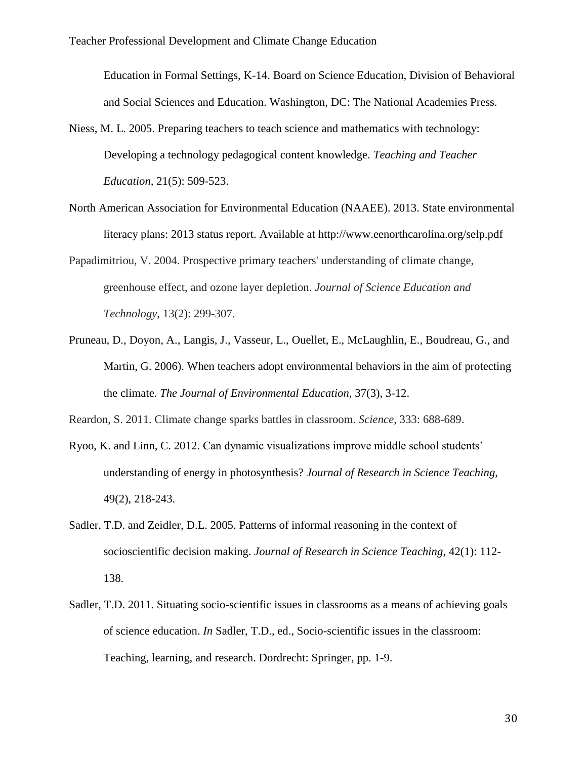Education in Formal Settings, K-14. Board on Science Education, Division of Behavioral and Social Sciences and Education. Washington, DC: The National Academies Press.

Niess, M. L. 2005. Preparing teachers to teach science and mathematics with technology: Developing a technology pedagogical content knowledge. *Teaching and Teacher Education,* 21(5): 509-523.

North American Association for Environmental Education (NAAEE). 2013. State environmental literacy plans: 2013 status report. Available at http://www.eenorthcarolina.org/selp.pdf

Papadimitriou, V. 2004. Prospective primary teachers' understanding of climate change, greenhouse effect, and ozone layer depletion. *Journal of Science Education and Technology*, 13(2): 299-307.

Pruneau, D., Doyon, A., Langis, J., Vasseur, L., Ouellet, E., McLaughlin, E., Boudreau, G., and Martin, G. 2006). When teachers adopt environmental behaviors in the aim of protecting the climate. *The Journal of Environmental Education,* 37(3), 3-12.

Reardon, S. 2011. Climate change sparks battles in classroom. *Science*, 333: 688-689.

Ryoo, K. and Linn, C. 2012. Can dynamic visualizations improve middle school students' understanding of energy in photosynthesis? *Journal of Research in Science Teaching,* 49(2), 218-243.

Sadler, T.D. and Zeidler, D.L. 2005. Patterns of informal reasoning in the context of socioscientific decision making. *Journal of Research in Science Teaching,* 42(1): 112-138.

Sadler, T.D. 2011. Situating socio-scientific issues in classrooms as a means of achieving goals of science education. *In* Sadler, T.D., ed., Socio-scientific issues in the classroom: Teaching, learning, and research. Dordrecht: Springer, pp. 1-9.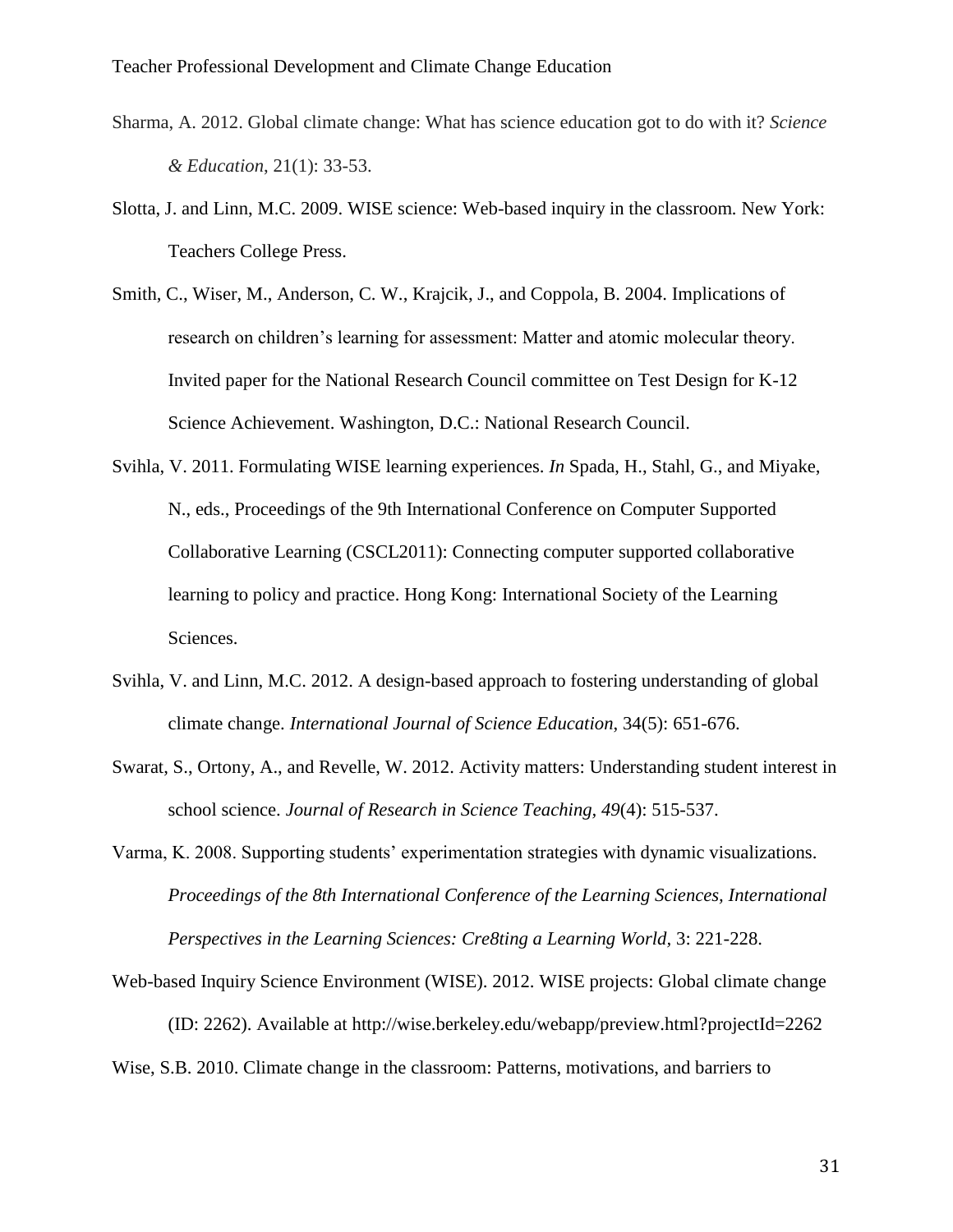Sharma, A. 2012. Global climate change: What has science education got to do with it? *Science & Education*, 21(1): 33-53.

Slotta, J. and Linn, M.C. 2009. WISE science: Web-based inquiry in the classroom. New York: Teachers College Press.

Smith, C., Wiser, M., Anderson, C. W., Krajcik, J., and Coppola, B. 2004. Implications of research on children's learning for assessment: Matter and atomic molecular theory. Invited paper for the National Research Council committee on Test Design for K-12 Science Achievement. Washington, D.C.: National Research Council.

Svihla, V. 2011. Formulating WISE learning experiences. *In* Spada, H., Stahl, G., and Miyake, N., eds., Proceedings of the 9th International Conference on Computer Supported Collaborative Learning (CSCL2011): Connecting computer supported collaborative learning to policy and practice. Hong Kong: International Society of the Learning Sciences.

Svihla, V. and Linn, M.C. 2012. A design-based approach to fostering understanding of global climate change. *International Journal of Science Education*, 34(5): 651-676.

Swarat, S., Ortony, A., and Revelle, W. 2012. Activity matters: Understanding student interest in school science. *Journal of Research in Science Teaching, 49*(4): 515-537.

Varma, K. 2008. Supporting students' experimentation strategies with dynamic visualizations. *Proceedings of the 8th International Conference of the Learning Sciences, International Perspectives in the Learning Sciences: Cre8ting a Learning World*, 3: 221-228.

Web-based Inquiry Science Environment (WISE). 2012. WISE projects: Global climate change (ID: 2262). Available at http://wise.berkeley.edu/webapp/preview.html?projectId=2262

Wise, S.B. 2010. Climate change in the classroom: Patterns, motivations, and barriers to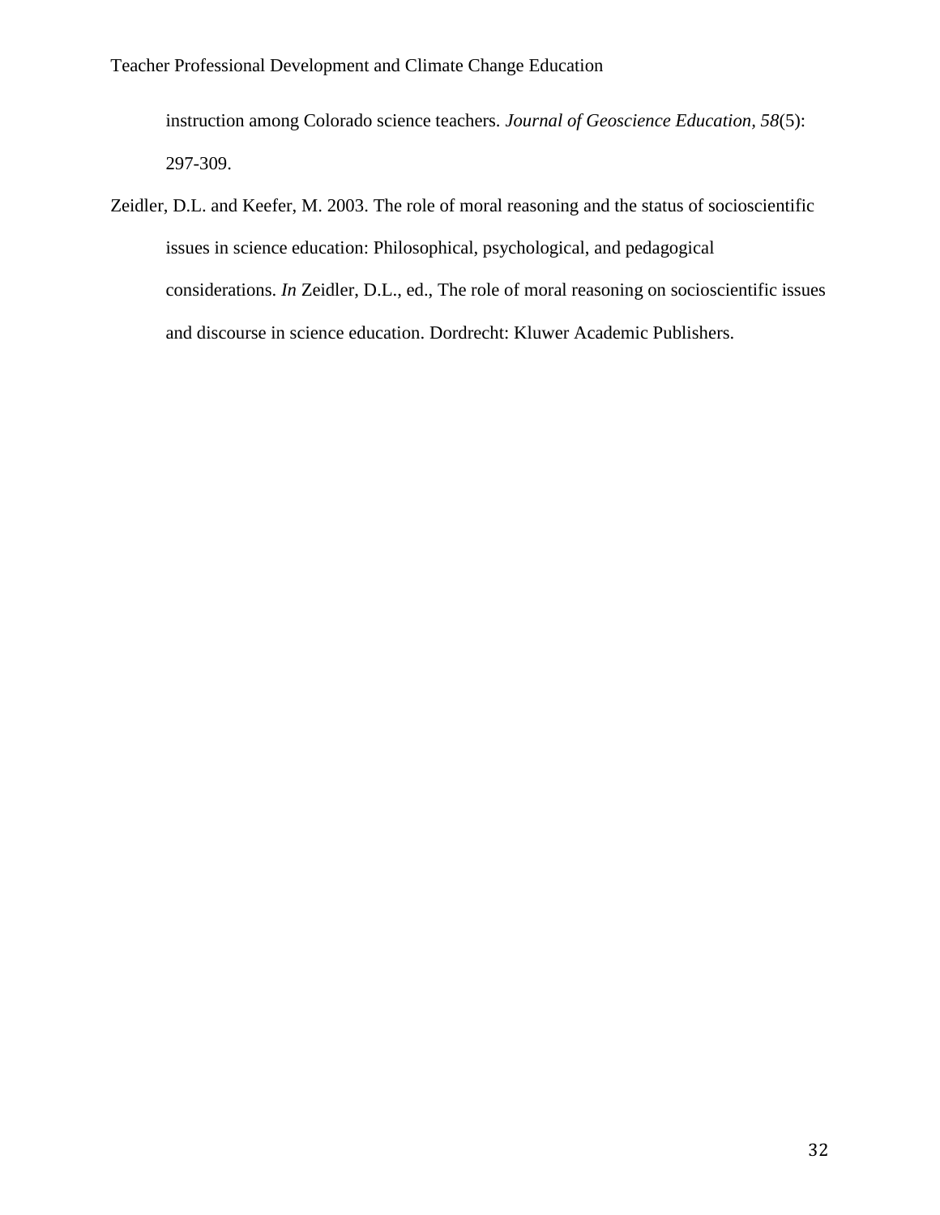instruction among Colorado science teachers. *Journal of Geoscience Education, 58*(5): 297-309.

Zeidler, D.L. and Keefer, M. 2003. The role of moral reasoning and the status of socioscientific issues in science education: Philosophical, psychological, and pedagogical considerations. *In* Zeidler, D.L., ed., The role of moral reasoning on socioscientific issues and discourse in science education. Dordrecht: Kluwer Academic Publishers.